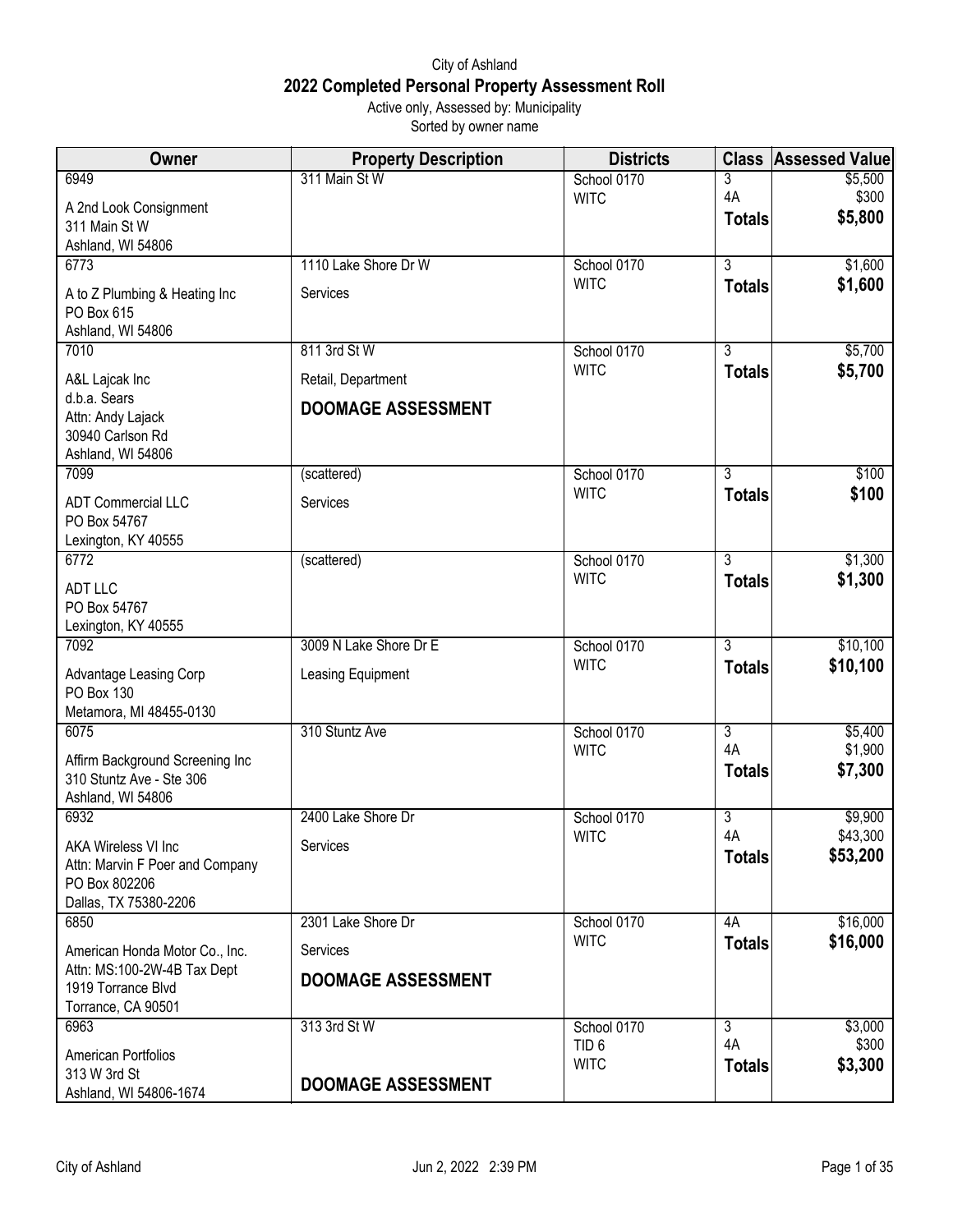City of Ashland

# 2022 Completed Personal Property Assessment Roll

Active only, Assessed by: Municipality

Sorted by owner name

| Owner | Property Description | Districts | Class | Assessed Value |
|---|---|---|---|---|
| 6949<br>A 2nd Look Consignment<br>311 Main St W<br>Ashland, WI 54806 | 311 Main St W | School 0170<br>WITC | 3<br>4A<br>**Totals** | $5,500<br>$300<br>**$5,800** |
| 6773<br>A to Z Plumbing & Heating Inc<br>PO Box 615<br>Ashland, WI 54806 | 1110 Lake Shore Dr W<br>Services | School 0170<br>WITC | 3<br>**Totals** | $1,600<br>**$1,600** |
| 7010<br>A&L Lajcak Inc<br>d.b.a. Sears<br>Attn: Andy Lajack<br>30940 Carlson Rd<br>Ashland, WI 54806 | 811 3rd St W<br>Retail, Department<br>**DOOMAGE ASSESSMENT** | School 0170<br>WITC | 3<br>**Totals** | $5,700<br>**$5,700** |
| 7099<br>ADT Commercial LLC<br>PO Box 54767<br>Lexington, KY 40555 | (scattered)<br>Services | School 0170<br>WITC | 3<br>**Totals** | $100<br>**$100** |
| 6772<br>ADT LLC<br>PO Box 54767<br>Lexington, KY 40555 | (scattered) | School 0170<br>WITC | 3<br>**Totals** | $1,300<br>**$1,300** |
| 7092<br>Advantage Leasing Corp<br>PO Box 130<br>Metamora, MI 48455-0130 | 3009 N Lake Shore Dr E<br>Leasing Equipment | School 0170<br>WITC | 3<br>**Totals** | $10,100<br>**$10,100** |
| 6075<br>Affirm Background Screening Inc<br>310 Stuntz Ave - Ste 306<br>Ashland, WI 54806 | 310 Stuntz Ave | School 0170<br>WITC | 3<br>4A<br>**Totals** | $5,400<br>$1,900<br>**$7,300** |
| 6932<br>AKA Wireless VI Inc<br>Attn: Marvin F Poer and Company<br>PO Box 802206<br>Dallas, TX 75380-2206 | 2400 Lake Shore Dr<br>Services | School 0170<br>WITC | 3<br>4A<br>**Totals** | $9,900<br>$43,300<br>**$53,200** |
| 6850<br>American Honda Motor Co., Inc.<br>Attn: MS:100-2W-4B Tax Dept<br>1919 Torrance Blvd<br>Torrance, CA 90501 | 2301 Lake Shore Dr<br>Services<br>**DOOMAGE ASSESSMENT** | School 0170<br>WITC | 4A<br>**Totals** | $16,000<br>**$16,000** |
| 6963<br>American Portfolios<br>313 W 3rd St<br>Ashland, WI 54806-1674 | 313 3rd St W<br>**DOOMAGE ASSESSMENT** | School 0170<br>TID 6<br>WITC | 3<br>4A<br>**Totals** | $3,000<br>$300<br>**$3,300** |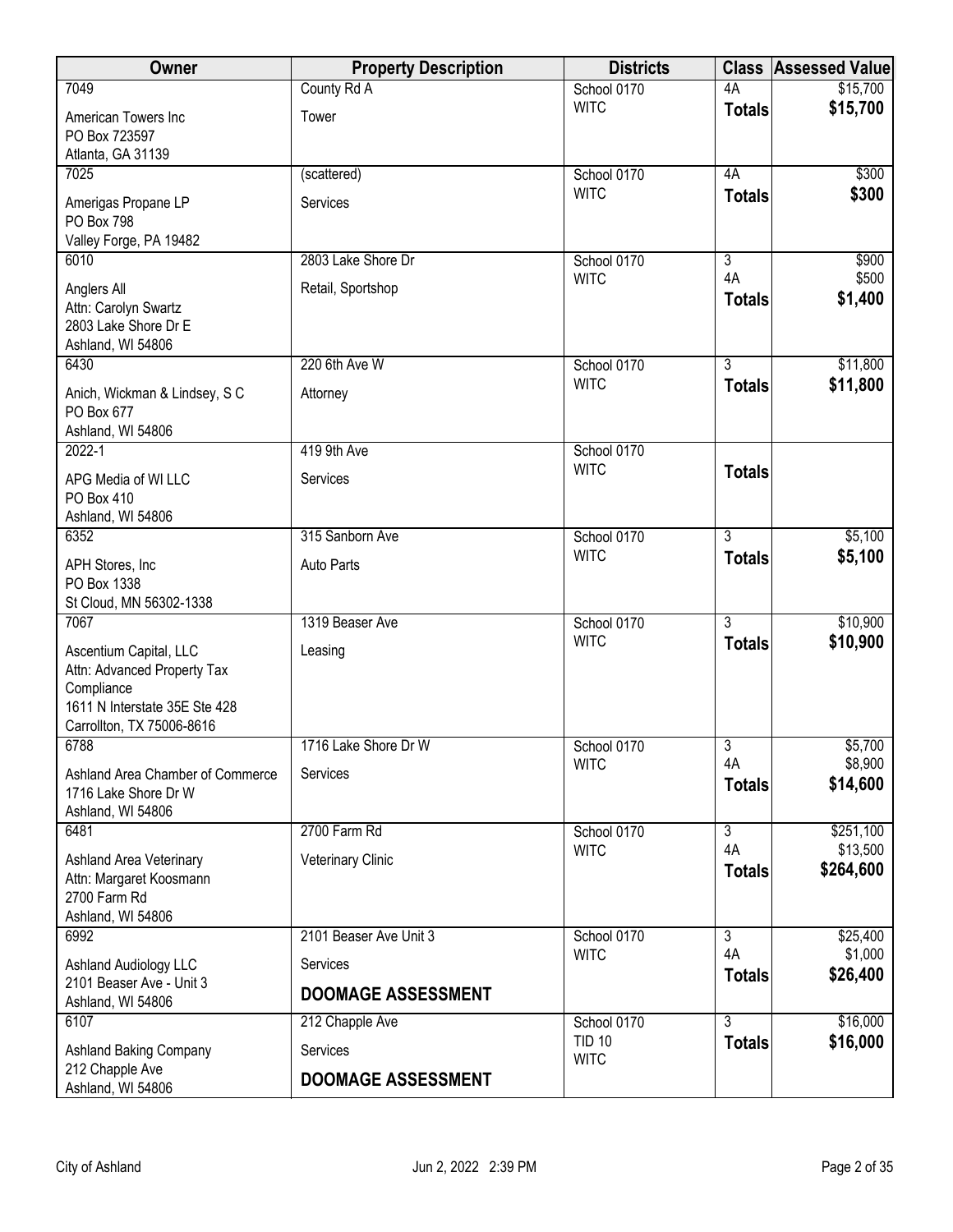| Owner | Property Description | Districts | Class | Assessed Value |
|---|---|---|---|---|
| 7049<br>American Towers Inc<br>PO Box 723597<br>Atlanta, GA 31139 | County Rd A<br>Tower | School 0170<br>WITC | 4A<br>**Totals** | $15,700<br>**$15,700** |
| 7025<br>Amerigas Propane LP<br>PO Box 798<br>Valley Forge, PA 19482 | (scattered)<br>Services | School 0170<br>WITC | 4A<br>**Totals** | $300<br>**$300** |
| 6010<br>Anglers All<br>Attn: Carolyn Swartz<br>2803 Lake Shore Dr E<br>Ashland, WI 54806 | 2803 Lake Shore Dr<br>Retail, Sportshop | School 0170<br>WITC | 3<br>4A<br>**Totals** | $900<br>$500<br>**$1,400** |
| 6430<br>Anich, Wickman & Lindsey, S C<br>PO Box 677<br>Ashland, WI 54806 | 220 6th Ave W<br>Attorney | School 0170<br>WITC | 3<br>**Totals** | $11,800<br>**$11,800** |
| 2022-1<br>APG Media of WI LLC<br>PO Box 410<br>Ashland, WI 54806 | 419 9th Ave<br>Services | School 0170<br>WITC | **Totals** | |
| 6352<br>APH Stores, Inc<br>PO Box 1338<br>St Cloud, MN 56302-1338 | 315 Sanborn Ave<br>Auto Parts | School 0170<br>WITC | 3<br>**Totals** | $5,100<br>**$5,100** |
| 7067<br>Ascentium Capital, LLC<br>Attn: Advanced Property Tax Compliance<br>1611 N Interstate 35E Ste 428<br>Carrollton, TX 75006-8616 | 1319 Beaser Ave<br>Leasing | School 0170<br>WITC | 3<br>**Totals** | $10,900<br>**$10,900** |
| 6788<br>Ashland Area Chamber of Commerce<br>1716 Lake Shore Dr W<br>Ashland, WI 54806 | 1716 Lake Shore Dr W<br>Services | School 0170<br>WITC | 3<br>4A<br>**Totals** | $5,700<br>$8,900<br>**$14,600** |
| 6481<br>Ashland Area Veterinary<br>Attn: Margaret Koosmann<br>2700 Farm Rd<br>Ashland, WI 54806 | 2700 Farm Rd<br>Veterinary Clinic | School 0170<br>WITC | 3<br>4A<br>**Totals** | $251,100<br>$13,500<br>**$264,600** |
| 6992<br>Ashland Audiology LLC<br>2101 Beaser Ave - Unit 3<br>Ashland, WI 54806 | 2101 Beaser Ave Unit 3<br>Services<br>**DOOMAGE ASSESSMENT** | School 0170<br>WITC | 3<br>4A<br>**Totals** | $25,400<br>$1,000<br>**$26,400** |
| 6107<br>Ashland Baking Company<br>212 Chapple Ave<br>Ashland, WI 54806 | 212 Chapple Ave<br>Services<br>**DOOMAGE ASSESSMENT** | School 0170<br>TID 10<br>WITC | 3<br>**Totals** | $16,000<br>**$16,000** |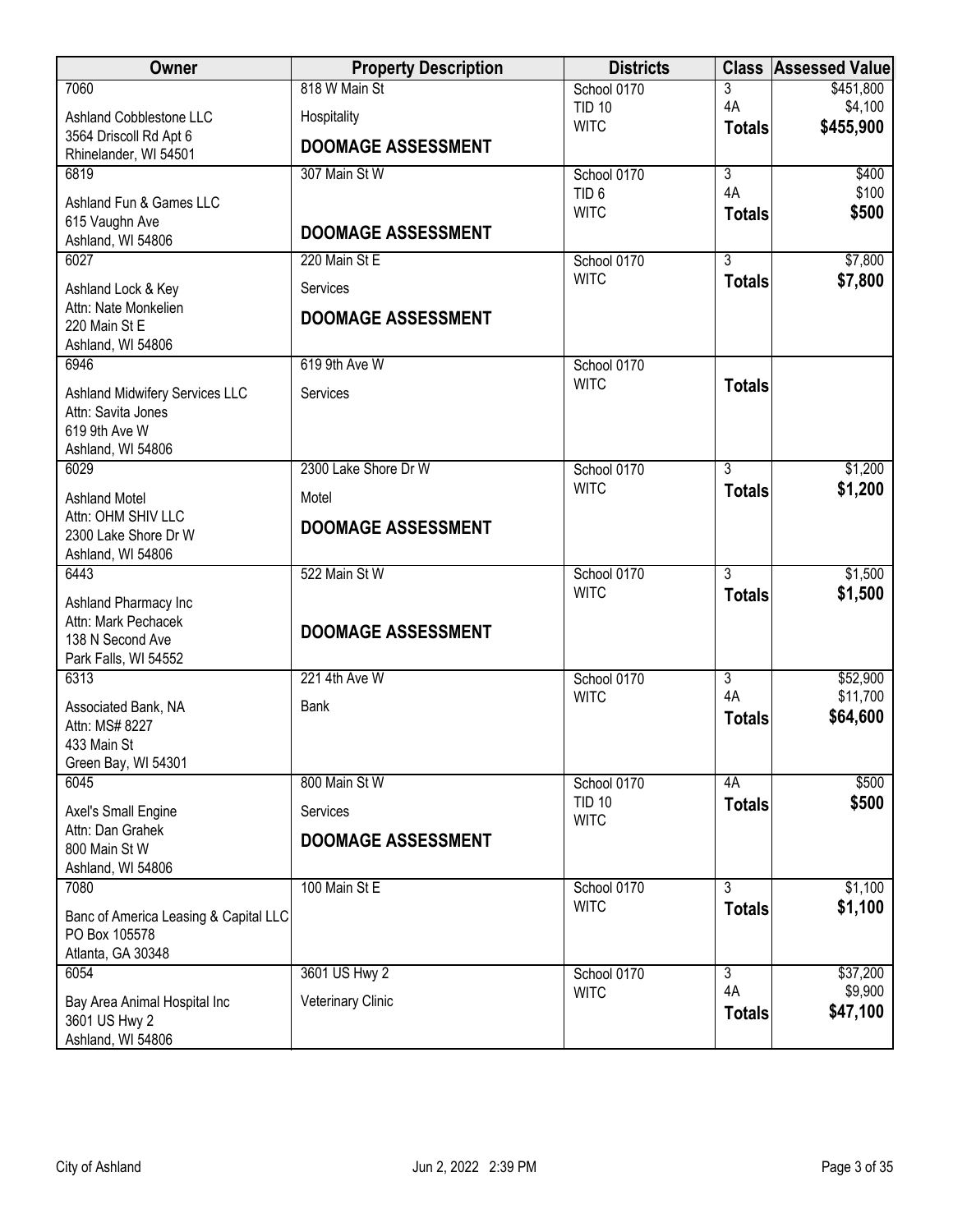| Owner | Property Description | Districts | Class | Assessed Value |
|---|---|---|---|---|
| 7060<br>Ashland Cobblestone LLC<br>3564 Driscoll Rd Apt 6<br>Rhinelander, WI 54501 | 818 W Main St<br>Hospitality<br>**DOOMAGE ASSESSMENT** | School 0170<br>TID 10<br>WITC | 3<br>4A<br>**Totals** | $451,800<br>$4,100<br>**$455,900** |
| 6819<br>Ashland Fun & Games LLC<br>615 Vaughn Ave<br>Ashland, WI 54806 | 307 Main St W<br>**DOOMAGE ASSESSMENT** | School 0170<br>TID 6<br>WITC | 3<br>4A<br>**Totals** | $400<br>$100<br>**$500** |
| 6027<br>Ashland Lock & Key<br>Attn: Nate Monkelien<br>220 Main St E<br>Ashland, WI 54806 | 220 Main St E<br>Services<br>**DOOMAGE ASSESSMENT** | School 0170<br>WITC | 3<br>**Totals** | $7,800<br>**$7,800** |
| 6946<br>Ashland Midwifery Services LLC<br>Attn: Savita Jones<br>619 9th Ave W<br>Ashland, WI 54806 | 619 9th Ave W<br>Services | School 0170<br>WITC | **Totals** | |
| 6029<br>Ashland Motel<br>Attn: OHM SHIV LLC<br>2300 Lake Shore Dr W<br>Ashland, WI 54806 | 2300 Lake Shore Dr W<br>Motel<br>**DOOMAGE ASSESSMENT** | School 0170<br>WITC | 3<br>**Totals** | $1,200<br>**$1,200** |
| 6443<br>Ashland Pharmacy Inc<br>Attn: Mark Pechacek<br>138 N Second Ave<br>Park Falls, WI 54552 | 522 Main St W<br>**DOOMAGE ASSESSMENT** | School 0170<br>WITC | 3<br>**Totals** | $1,500<br>**$1,500** |
| 6313<br>Associated Bank, NA<br>Attn: MS# 8227<br>433 Main St<br>Green Bay, WI 54301 | 221 4th Ave W<br>Bank | School 0170<br>WITC | 3<br>4A<br>**Totals** | $52,900<br>$11,700<br>**$64,600** |
| 6045<br>Axel's Small Engine<br>Attn: Dan Grahek<br>800 Main St W<br>Ashland, WI 54806 | 800 Main St W<br>Services<br>**DOOMAGE ASSESSMENT** | School 0170<br>TID 10<br>WITC | 4A<br>**Totals** | $500<br>**$500** |
| 7080<br>Banc of America Leasing & Capital LLC<br>PO Box 105578<br>Atlanta, GA 30348 | 100 Main St E | School 0170<br>WITC | 3<br>**Totals** | $1,100<br>**$1,100** |
| 6054<br>Bay Area Animal Hospital Inc<br>3601 US Hwy 2<br>Ashland, WI 54806 | 3601 US Hwy 2<br>Veterinary Clinic | School 0170<br>WITC | 3<br>4A<br>**Totals** | $37,200<br>$9,900<br>**$47,100** |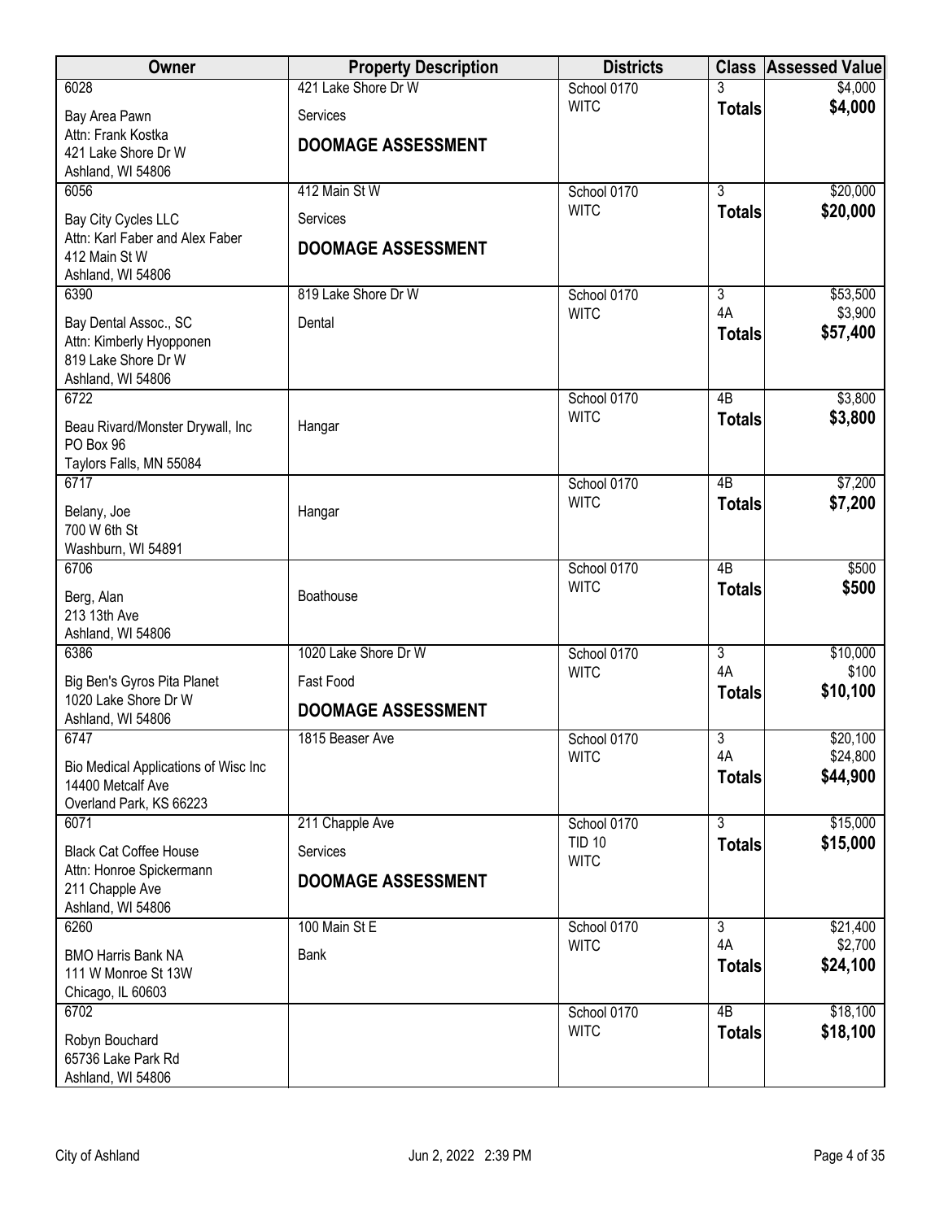| Owner | Property Description | Districts | Class | Assessed Value |
|---|---|---|---|---|
| 6028<br>Bay Area Pawn<br>Attn: Frank Kostka<br>421 Lake Shore Dr W<br>Ashland, WI 54806 | 421 Lake Shore Dr W<br>Services<br>**DOOMAGE ASSESSMENT** | School 0170<br>WITC | 3<br>**Totals** | $4,000<br>**$4,000** |
| 6056<br>Bay City Cycles LLC<br>Attn: Karl Faber and Alex Faber<br>412 Main St W<br>Ashland, WI 54806 | 412 Main St W<br>Services<br>**DOOMAGE ASSESSMENT** | School 0170<br>WITC | 3<br>**Totals** | $20,000<br>**$20,000** |
| 6390<br>Bay Dental Assoc., SC<br>Attn: Kimberly Hyopponen<br>819 Lake Shore Dr W<br>Ashland, WI 54806 | 819 Lake Shore Dr W<br>Dental | School 0170<br>WITC | 3<br>4A<br>**Totals** | $53,500<br>$3,900<br>**$57,400** |
| 6722<br>Beau Rivard/Monster Drywall, Inc<br>PO Box 96<br>Taylors Falls, MN 55084 | Hangar | School 0170<br>WITC | 4B<br>**Totals** | $3,800<br>**$3,800** |
| 6717<br>Belany, Joe<br>700 W 6th St<br>Washburn, WI 54891 | Hangar | School 0170<br>WITC | 4B<br>**Totals** | $7,200<br>**$7,200** |
| 6706<br>Berg, Alan<br>213 13th Ave<br>Ashland, WI 54806 | Boathouse | School 0170<br>WITC | 4B<br>**Totals** | $500<br>**$500** |
| 6386<br>Big Ben's Gyros Pita Planet<br>1020 Lake Shore Dr W<br>Ashland, WI 54806 | 1020 Lake Shore Dr W<br>Fast Food<br>**DOOMAGE ASSESSMENT** | School 0170<br>WITC | 3<br>4A<br>**Totals** | $10,000<br>$100<br>**$10,100** |
| 6747<br>Bio Medical Applications of Wisc Inc<br>14400 Metcalf Ave<br>Overland Park, KS 66223 | 1815 Beaser Ave | School 0170<br>WITC | 3<br>4A<br>**Totals** | $20,100<br>$24,800<br>**$44,900** |
| 6071<br>Black Cat Coffee House<br>Attn: Honroe Spickermann<br>211 Chapple Ave<br>Ashland, WI 54806 | 211 Chapple Ave<br>Services<br>**DOOMAGE ASSESSMENT** | School 0170<br>TID 10<br>WITC | 3<br>**Totals** | $15,000<br>**$15,000** |
| 6260<br>BMO Harris Bank NA<br>111 W Monroe St 13W<br>Chicago, IL 60603 | 100 Main St E<br>Bank | School 0170<br>WITC | 3<br>4A<br>**Totals** | $21,400<br>$2,700<br>**$24,100** |
| 6702<br>Robyn Bouchard<br>65736 Lake Park Rd<br>Ashland, WI 54806 | | School 0170<br>WITC | 4B<br>**Totals** | $18,100<br>**$18,100** |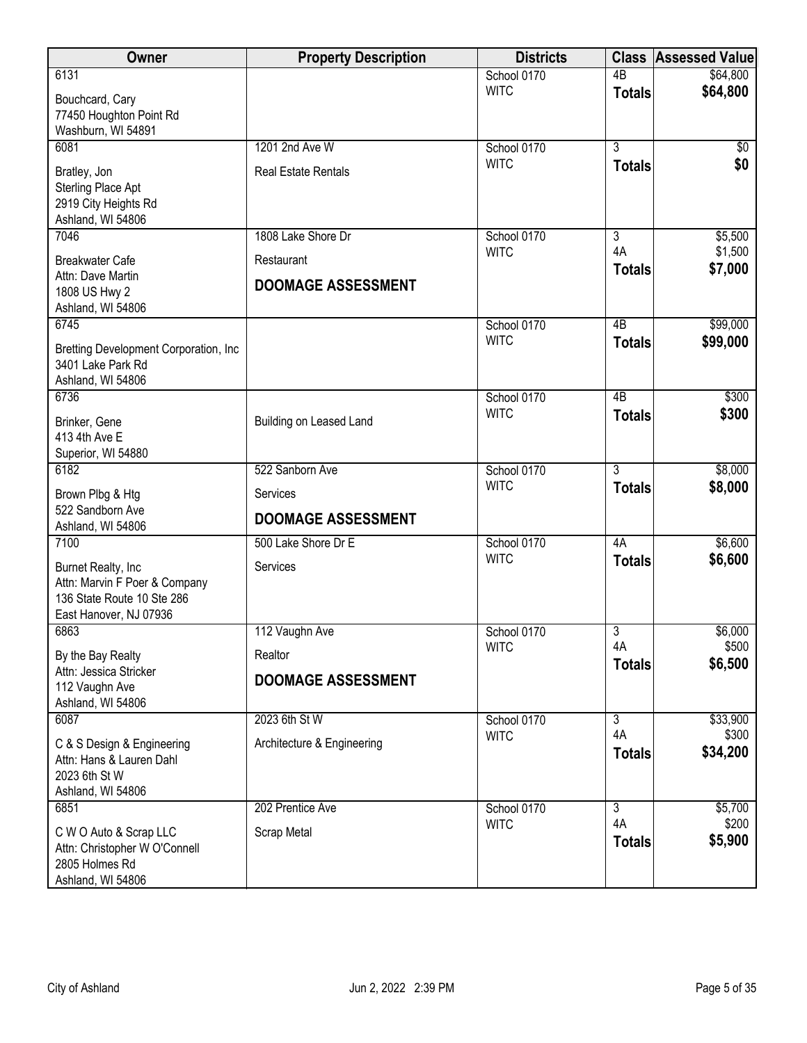| Owner | Property Description | Districts | Class | Assessed Value |
|---|---|---|---|---|
| 6131<br>Bouchcard, Cary<br>77450 Houghton Point Rd<br>Washburn, WI 54891 | | School 0170<br>WITC | 4B<br>**Totals** | $64,800<br>**$64,800** |
| 6081<br>Bratley, Jon<br>Sterling Place Apt<br>2919 City Heights Rd<br>Ashland, WI 54806 | 1201 2nd Ave W<br>Real Estate Rentals | School 0170<br>WITC | 3<br>**Totals** | $0<br>**$0** |
| 7046<br>Breakwater Cafe<br>Attn: Dave Martin<br>1808 US Hwy 2<br>Ashland, WI 54806 | 1808 Lake Shore Dr<br>Restaurant<br>**DOOMAGE ASSESSMENT** | School 0170<br>WITC | 3<br>4A<br>**Totals** | $5,500<br>$1,500<br>**$7,000** |
| 6745<br>Bretting Development Corporation, Inc<br>3401 Lake Park Rd<br>Ashland, WI 54806 | | School 0170<br>WITC | 4B<br>**Totals** | $99,000<br>**$99,000** |
| 6736<br>Brinker, Gene<br>413 4th Ave E<br>Superior, WI 54880 | Building on Leased Land | School 0170<br>WITC | 4B<br>**Totals** | $300<br>**$300** |
| 6182<br>Brown Plbg & Htg<br>522 Sandborn Ave<br>Ashland, WI 54806 | 522 Sanborn Ave<br>Services<br>**DOOMAGE ASSESSMENT** | School 0170<br>WITC | 3<br>**Totals** | $8,000<br>**$8,000** |
| 7100<br>Burnet Realty, Inc<br>Attn: Marvin F Poer & Company<br>136 State Route 10 Ste 286<br>East Hanover, NJ 07936 | 500 Lake Shore Dr E<br>Services | School 0170<br>WITC | 4A<br>**Totals** | $6,600<br>**$6,600** |
| 6863<br>By the Bay Realty<br>Attn: Jessica Stricker<br>112 Vaughn Ave<br>Ashland, WI 54806 | 112 Vaughn Ave<br>Realtor<br>**DOOMAGE ASSESSMENT** | School 0170<br>WITC | 3<br>4A<br>**Totals** | $6,000<br>$500<br>**$6,500** |
| 6087<br>C & S Design & Engineering<br>Attn: Hans & Lauren Dahl<br>2023 6th St W<br>Ashland, WI 54806 | 2023 6th St W<br>Architecture & Engineering | School 0170<br>WITC | 3<br>4A<br>**Totals** | $33,900<br>$300<br>**$34,200** |
| 6851<br>C W O Auto & Scrap LLC<br>Attn: Christopher W O'Connell<br>2805 Holmes Rd<br>Ashland, WI 54806 | 202 Prentice Ave<br>Scrap Metal | School 0170<br>WITC | 3<br>4A<br>**Totals** | $5,700<br>$200<br>**$5,900** |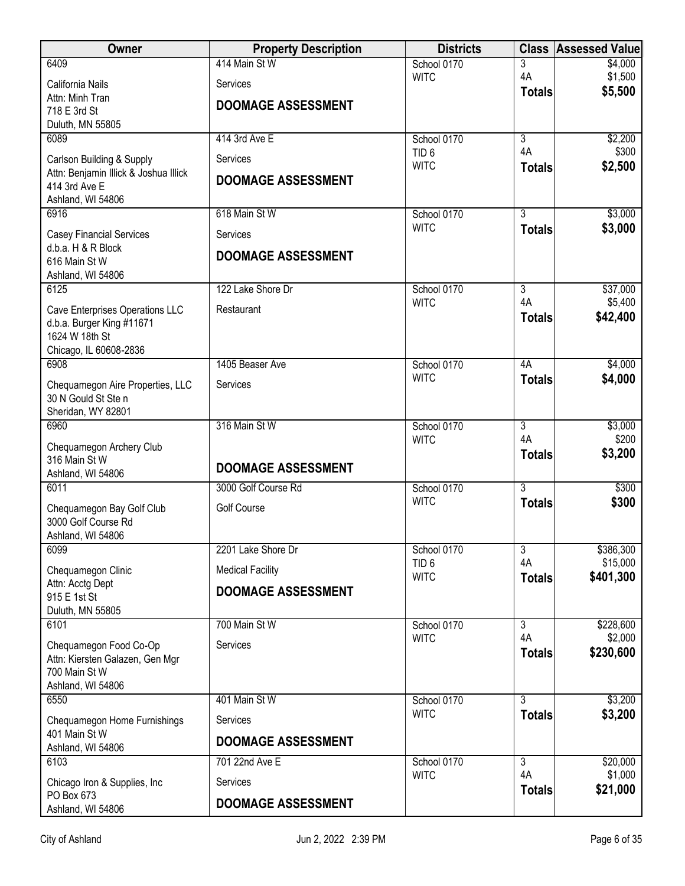| Owner | Property Description | Districts | Class | Assessed Value |
|---|---|---|---|---|
| 6409<br>California Nails<br>Attn: Minh Tran<br>718 E 3rd St<br>Duluth, MN 55805 | 414 Main St W<br>Services<br>**DOOMAGE ASSESSMENT** | School 0170<br>WITC | 3<br>4A<br>**Totals** | $4,000<br>$1,500<br>**$5,500** |
| 6089<br>Carlson Building & Supply<br>Attn: Benjamin Illick & Joshua Illick<br>414 3rd Ave E<br>Ashland, WI 54806 | 414 3rd Ave E<br>Services<br>**DOOMAGE ASSESSMENT** | School 0170<br>TID 6<br>WITC | 3<br>4A<br>**Totals** | $2,200<br>$300<br>**$2,500** |
| 6916<br>Casey Financial Services<br>d.b.a. H & R Block<br>616 Main St W<br>Ashland, WI 54806 | 618 Main St W<br>Services<br>**DOOMAGE ASSESSMENT** | School 0170<br>WITC | 3<br>**Totals** | $3,000<br>**$3,000** |
| 6125<br>Cave Enterprises Operations LLC<br>d.b.a. Burger King #11671<br>1624 W 18th St<br>Chicago, IL 60608-2836 | 122 Lake Shore Dr<br>Restaurant | School 0170<br>WITC | 3<br>4A<br>**Totals** | $37,000<br>$5,400<br>**$42,400** |
| 6908<br>Chequamegon Aire Properties, LLC<br>30 N Gould St Ste n<br>Sheridan, WY 82801 | 1405 Beaser Ave<br>Services | School 0170<br>WITC | 4A<br>**Totals** | $4,000<br>**$4,000** |
| 6960<br>Chequamegon Archery Club<br>316 Main St W<br>Ashland, WI 54806 | 316 Main St W<br>**DOOMAGE ASSESSMENT** | School 0170<br>WITC | 3<br>4A<br>**Totals** | $3,000<br>$200<br>**$3,200** |
| 6011<br>Chequamegon Bay Golf Club<br>3000 Golf Course Rd<br>Ashland, WI 54806 | 3000 Golf Course Rd<br>Golf Course | School 0170<br>WITC | 3<br>**Totals** | $300<br>**$300** |
| 6099<br>Chequamegon Clinic<br>Attn: Acctg Dept<br>915 E 1st St<br>Duluth, MN 55805 | 2201 Lake Shore Dr<br>Medical Facility<br>**DOOMAGE ASSESSMENT** | School 0170<br>TID 6<br>WITC | 3<br>4A<br>**Totals** | $386,300<br>$15,000<br>**$401,300** |
| 6101<br>Chequamegon Food Co-Op<br>Attn: Kiersten Galazen, Gen Mgr<br>700 Main St W<br>Ashland, WI 54806 | 700 Main St W<br>Services | School 0170<br>WITC | 3<br>4A<br>**Totals** | $228,600<br>$2,000<br>**$230,600** |
| 6550<br>Chequamegon Home Furnishings<br>401 Main St W<br>Ashland, WI 54806 | 401 Main St W<br>Services<br>**DOOMAGE ASSESSMENT** | School 0170<br>WITC | 3<br>**Totals** | $3,200<br>**$3,200** |
| 6103<br>Chicago Iron & Supplies, Inc<br>PO Box 673<br>Ashland, WI 54806 | 701 22nd Ave E<br>Services<br>**DOOMAGE ASSESSMENT** | School 0170<br>WITC | 3<br>4A<br>**Totals** | $20,000<br>$1,000<br>**$21,000** |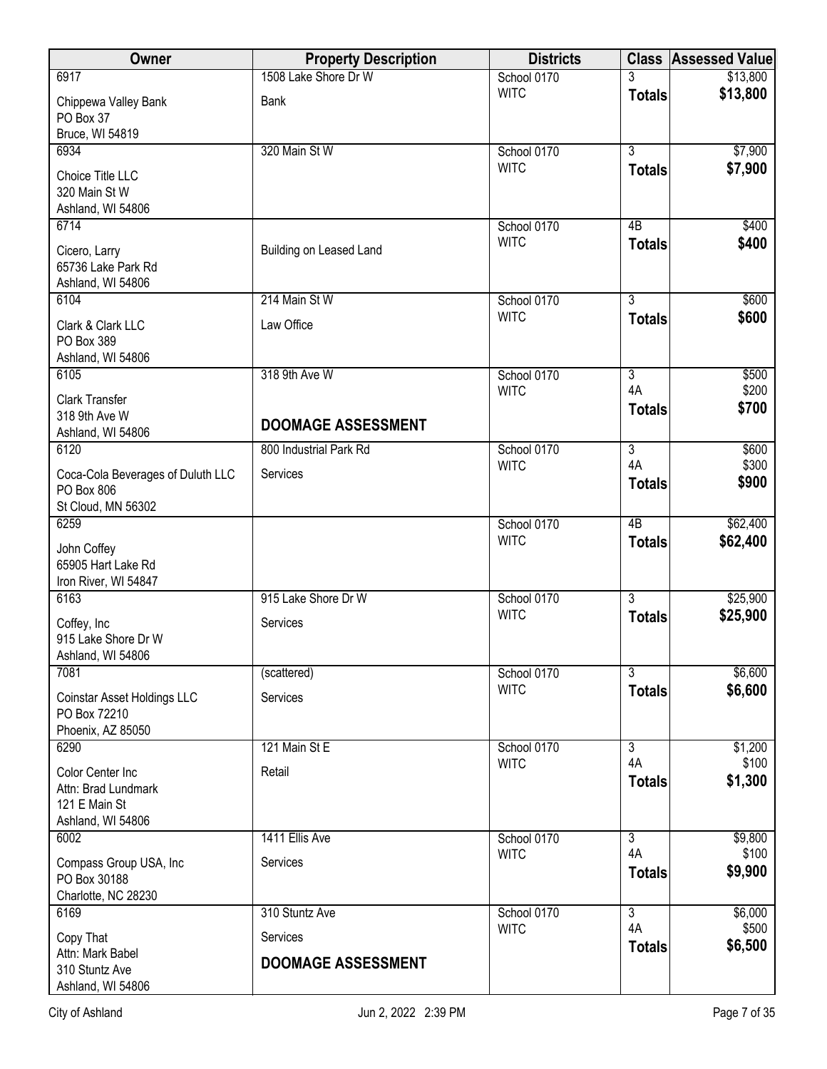| Owner | Property Description | Districts | Class | Assessed Value |
|---|---|---|---|---|
| 6917<br>Chippewa Valley Bank<br>PO Box 37<br>Bruce, WI 54819 | 1508 Lake Shore Dr W<br>Bank | School 0170<br>WITC | 3<br>**Totals** | $13,800<br>**$13,800** |
| 6934<br>Choice Title LLC<br>320 Main St W<br>Ashland, WI 54806 | 320 Main St W | School 0170<br>WITC | 3<br>**Totals** | $7,900<br>**$7,900** |
| 6714<br>Cicero, Larry<br>65736 Lake Park Rd<br>Ashland, WI 54806 | Building on Leased Land | School 0170<br>WITC | 4B<br>**Totals** | $400<br>**$400** |
| 6104<br>Clark & Clark LLC<br>PO Box 389<br>Ashland, WI 54806 | 214 Main St W<br>Law Office | School 0170<br>WITC | 3<br>**Totals** | $600<br>**$600** |
| 6105<br>Clark Transfer<br>318 9th Ave W<br>Ashland, WI 54806 | 318 9th Ave W<br>**DOOMAGE ASSESSMENT** | School 0170<br>WITC | 3<br>4A<br>**Totals** | $500<br>$200<br>**$700** |
| 6120<br>Coca-Cola Beverages of Duluth LLC<br>PO Box 806<br>St Cloud, MN 56302 | 800 Industrial Park Rd<br>Services | School 0170<br>WITC | 3<br>4A<br>**Totals** | $600<br>$300<br>**$900** |
| 6259<br>John Coffey<br>65905 Hart Lake Rd<br>Iron River, WI 54847 | | School 0170<br>WITC | 4B<br>**Totals** | $62,400<br>**$62,400** |
| 6163<br>Coffey, Inc<br>915 Lake Shore Dr W<br>Ashland, WI 54806 | 915 Lake Shore Dr W<br>Services | School 0170<br>WITC | 3<br>**Totals** | $25,900<br>**$25,900** |
| 7081<br>Coinstar Asset Holdings LLC<br>PO Box 72210<br>Phoenix, AZ 85050 | (scattered)<br>Services | School 0170<br>WITC | 3<br>**Totals** | $6,600<br>**$6,600** |
| 6290<br>Color Center Inc<br>Attn: Brad Lundmark<br>121 E Main St<br>Ashland, WI 54806 | 121 Main St E<br>Retail | School 0170<br>WITC | 3<br>4A<br>**Totals** | $1,200<br>$100<br>**$1,300** |
| 6002<br>Compass Group USA, Inc<br>PO Box 30188<br>Charlotte, NC 28230 | 1411 Ellis Ave<br>Services | School 0170<br>WITC | 3<br>4A<br>**Totals** | $9,800<br>$100<br>**$9,900** |
| 6169<br>Copy That<br>Attn: Mark Babel<br>310 Stuntz Ave<br>Ashland, WI 54806 | 310 Stuntz Ave<br>Services<br>**DOOMAGE ASSESSMENT** | School 0170<br>WITC | 3<br>4A<br>**Totals** | $6,000<br>$500<br>**$6,500** |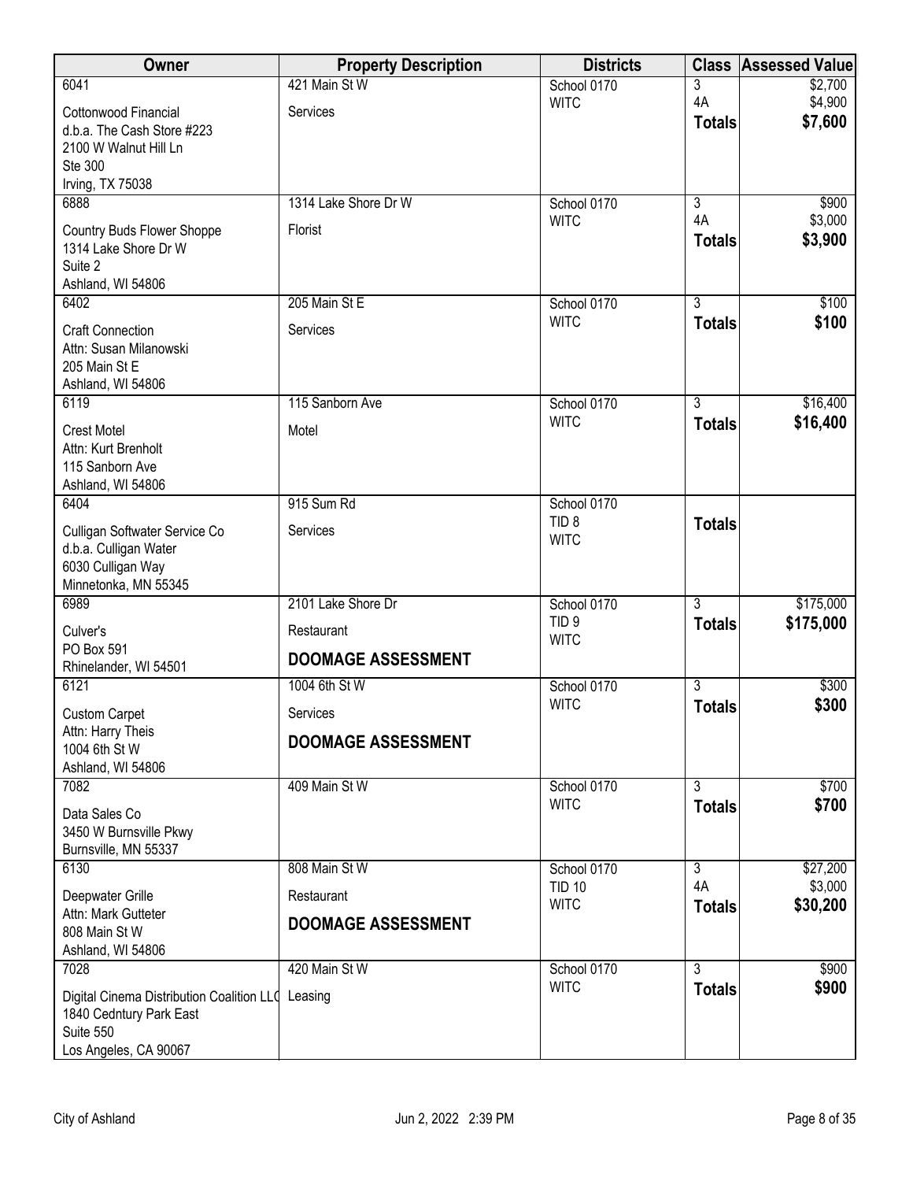| Owner | Property Description | Districts | Class | Assessed Value |
|---|---|---|---|---|
| 6041<br>Cottonwood Financial<br>d.b.a. The Cash Store #223<br>2100 W Walnut Hill Ln<br>Ste 300<br>Irving, TX 75038 | 421 Main St W<br>Services | School 0170<br>WITC | 3<br>4A<br>**Totals** | $2,700<br>$4,900<br>**$7,600** |
| 6888<br>Country Buds Flower Shoppe<br>1314 Lake Shore Dr W<br>Suite 2<br>Ashland, WI 54806 | 1314 Lake Shore Dr W<br>Florist | School 0170<br>WITC | 3<br>4A<br>**Totals** | $900<br>$3,000<br>**$3,900** |
| 6402<br>Craft Connection<br>Attn: Susan Milanowski<br>205 Main St E<br>Ashland, WI 54806 | 205 Main St E<br>Services | School 0170<br>WITC | 3<br>**Totals** | $100<br>**$100** |
| 6119<br>Crest Motel<br>Attn: Kurt Brenholt<br>115 Sanborn Ave<br>Ashland, WI 54806 | 115 Sanborn Ave<br>Motel | School 0170<br>WITC | 3<br>**Totals** | $16,400<br>**$16,400** |
| 6404<br>Culligan Softwater Service Co<br>d.b.a. Culligan Water<br>6030 Culligan Way<br>Minnetonka, MN 55345 | 915 Sum Rd<br>Services | School 0170<br>TID 8<br>WITC | **Totals** | |
| 6989<br>Culver's<br>PO Box 591<br>Rhinelander, WI 54501 | 2101 Lake Shore Dr<br>Restaurant<br>**DOOMAGE ASSESSMENT** | School 0170<br>TID 9<br>WITC | 3<br>**Totals** | $175,000<br>**$175,000** |
| 6121<br>Custom Carpet<br>Attn: Harry Theis<br>1004 6th St W<br>Ashland, WI 54806 | 1004 6th St W<br>Services<br>**DOOMAGE ASSESSMENT** | School 0170<br>WITC | 3<br>**Totals** | $300<br>**$300** |
| 7082<br>Data Sales Co<br>3450 W Burnsville Pkwy<br>Burnsville, MN 55337 | 409 Main St W | School 0170<br>WITC | 3<br>**Totals** | $700<br>**$700** |
| 6130<br>Deepwater Grille<br>Attn: Mark Gutteter<br>808 Main St W<br>Ashland, WI 54806 | 808 Main St W<br>Restaurant<br>**DOOMAGE ASSESSMENT** | School 0170<br>TID 10<br>WITC | 3<br>4A<br>**Totals** | $27,200<br>$3,000<br>**$30,200** |
| 7028<br>Digital Cinema Distribution Coalition LLC<br>1840 Cedntury Park East<br>Suite 550<br>Los Angeles, CA 90067 | 420 Main St W<br>Leasing | School 0170<br>WITC | 3<br>**Totals** | $900<br>**$900** |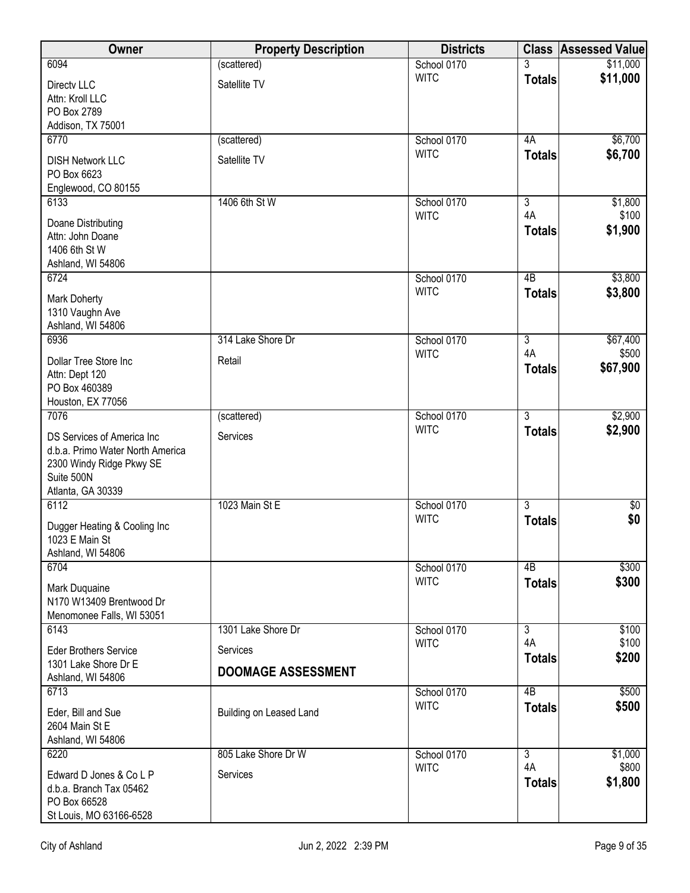| Owner | Property Description | Districts | Class | Assessed Value |
|---|---|---|---|---|
| 6094<br>Directv LLC<br>Attn: Kroll LLC<br>PO Box 2789<br>Addison, TX 75001 | (scattered)<br>Satellite TV | School 0170<br>WITC | 3<br>**Totals** | $11,000<br>**$11,000** |
| 6770<br>DISH Network LLC<br>PO Box 6623<br>Englewood, CO 80155 | (scattered)<br>Satellite TV | School 0170<br>WITC | 4A<br>**Totals** | $6,700<br>**$6,700** |
| 6133<br>Doane Distributing<br>Attn: John Doane<br>1406 6th St W<br>Ashland, WI 54806 | 1406 6th St W | School 0170<br>WITC | 3<br>4A<br>**Totals** | $1,800<br>$100<br>**$1,900** |
| 6724<br>Mark Doherty<br>1310 Vaughn Ave<br>Ashland, WI 54806 | | School 0170<br>WITC | 4B<br>**Totals** | $3,800<br>**$3,800** |
| 6936<br>Dollar Tree Store Inc<br>Attn: Dept 120<br>PO Box 460389<br>Houston, EX 77056 | 314 Lake Shore Dr<br>Retail | School 0170<br>WITC | 3<br>4A<br>**Totals** | $67,400<br>$500<br>**$67,900** |
| 7076<br>DS Services of America Inc<br>d.b.a. Primo Water North America<br>2300 Windy Ridge Pkwy SE<br>Suite 500N<br>Atlanta, GA 30339 | (scattered)<br>Services | School 0170<br>WITC | 3<br>**Totals** | $2,900<br>**$2,900** |
| 6112<br>Dugger Heating & Cooling Inc<br>1023 E Main St<br>Ashland, WI 54806 | 1023 Main St E | School 0170<br>WITC | 3<br>**Totals** | $0<br>**$0** |
| 6704<br>Mark Duquaine<br>N170 W13409 Brentwood Dr<br>Menomonee Falls, WI 53051 | | School 0170<br>WITC | 4B<br>**Totals** | $300<br>**$300** |
| 6143<br>Eder Brothers Service<br>1301 Lake Shore Dr E<br>Ashland, WI 54806 | 1301 Lake Shore Dr<br>Services<br>**DOOMAGE ASSESSMENT** | School 0170<br>WITC | 3<br>4A<br>**Totals** | $100<br>$100<br>**$200** |
| 6713<br>Eder, Bill and Sue<br>2604 Main St E<br>Ashland, WI 54806 | Building on Leased Land | School 0170<br>WITC | 4B<br>**Totals** | $500<br>**$500** |
| 6220<br>Edward D Jones & Co L P<br>d.b.a. Branch Tax 05462<br>PO Box 66528<br>St Louis, MO 63166-6528 | 805 Lake Shore Dr W<br>Services | School 0170<br>WITC | 3<br>4A<br>**Totals** | $1,000<br>$800<br>**$1,800** |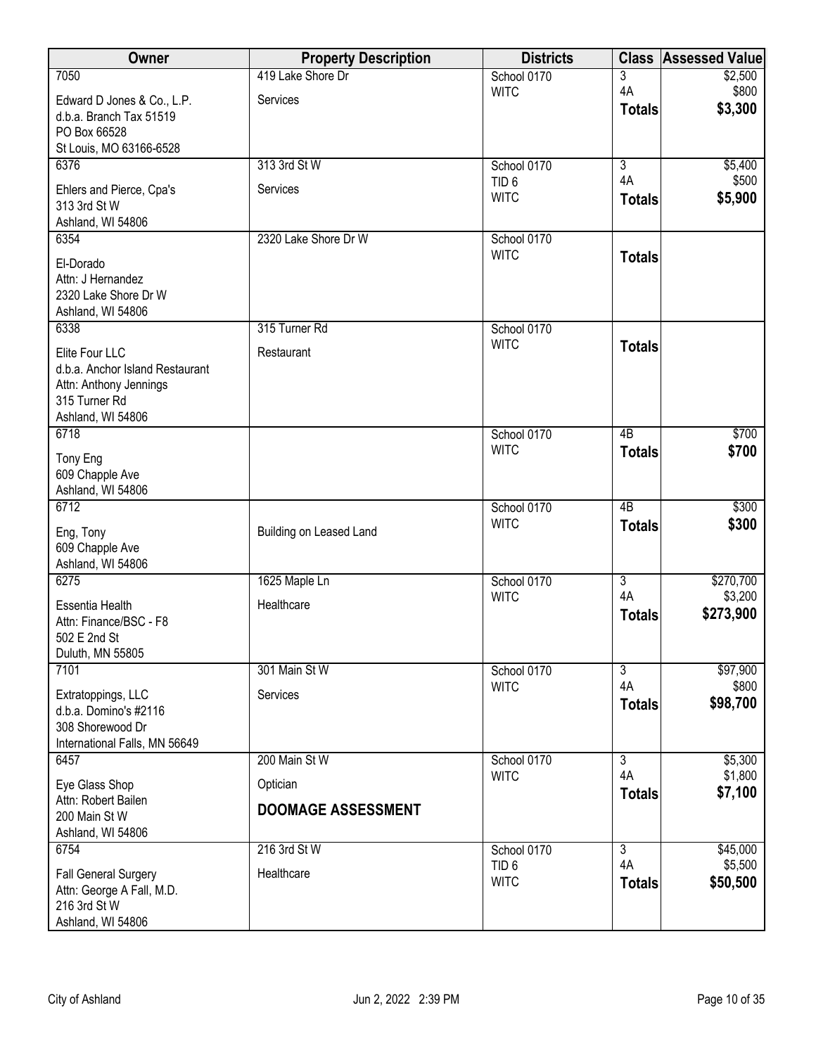| Owner | Property Description | Districts | Class | Assessed Value |
|---|---|---|---|---|
| 7050<br>Edward D Jones & Co., L.P.<br>d.b.a. Branch Tax 51519<br>PO Box 66528<br>St Louis, MO 63166-6528 | 419 Lake Shore Dr<br>Services | School 0170<br>WITC | 3<br>4A<br>**Totals** | $2,500<br>$800<br>**$3,300** |
| 6376<br>Ehlers and Pierce, Cpa's<br>313 3rd St W<br>Ashland, WI 54806 | 313 3rd St W<br>Services | School 0170<br>TID 6<br>WITC | 3<br>4A<br>**Totals** | $5,400<br>$500<br>**$5,900** |
| 6354<br>El-Dorado<br>Attn: J Hernandez<br>2320 Lake Shore Dr W<br>Ashland, WI 54806 | 2320 Lake Shore Dr W | School 0170<br>WITC | **Totals** | |
| 6338<br>Elite Four LLC<br>d.b.a. Anchor Island Restaurant<br>Attn: Anthony Jennings<br>315 Turner Rd<br>Ashland, WI 54806 | 315 Turner Rd<br>Restaurant | School 0170<br>WITC | **Totals** | |
| 6718<br>Tony Eng<br>609 Chapple Ave<br>Ashland, WI 54806 | | School 0170<br>WITC | 4B<br>**Totals** | $700<br>**$700** |
| 6712<br>Eng, Tony<br>609 Chapple Ave<br>Ashland, WI 54806 | Building on Leased Land | School 0170<br>WITC | 4B<br>**Totals** | $300<br>**$300** |
| 6275<br>Essentia Health<br>Attn: Finance/BSC - F8<br>502 E 2nd St<br>Duluth, MN 55805 | 1625 Maple Ln<br>Healthcare | School 0170<br>WITC | 3<br>4A<br>**Totals** | $270,700<br>$3,200<br>**$273,900** |
| 7101<br>Extratoppings, LLC<br>d.b.a. Domino's #2116<br>308 Shorewood Dr<br>International Falls, MN 56649 | 301 Main St W<br>Services | School 0170<br>WITC | 3<br>4A<br>**Totals** | $97,900<br>$800<br>**$98,700** |
| 6457<br>Eye Glass Shop<br>Attn: Robert Bailen<br>200 Main St W<br>Ashland, WI 54806 | 200 Main St W<br>Optician<br>**DOOMAGE ASSESSMENT** | School 0170<br>WITC | 3<br>4A<br>**Totals** | $5,300<br>$1,800<br>**$7,100** |
| 6754<br>Fall General Surgery<br>Attn: George A Fall, M.D.<br>216 3rd St W<br>Ashland, WI 54806 | 216 3rd St W<br>Healthcare | School 0170<br>TID 6<br>WITC | 3<br>4A<br>**Totals** | $45,000<br>$5,500<br>**$50,500** |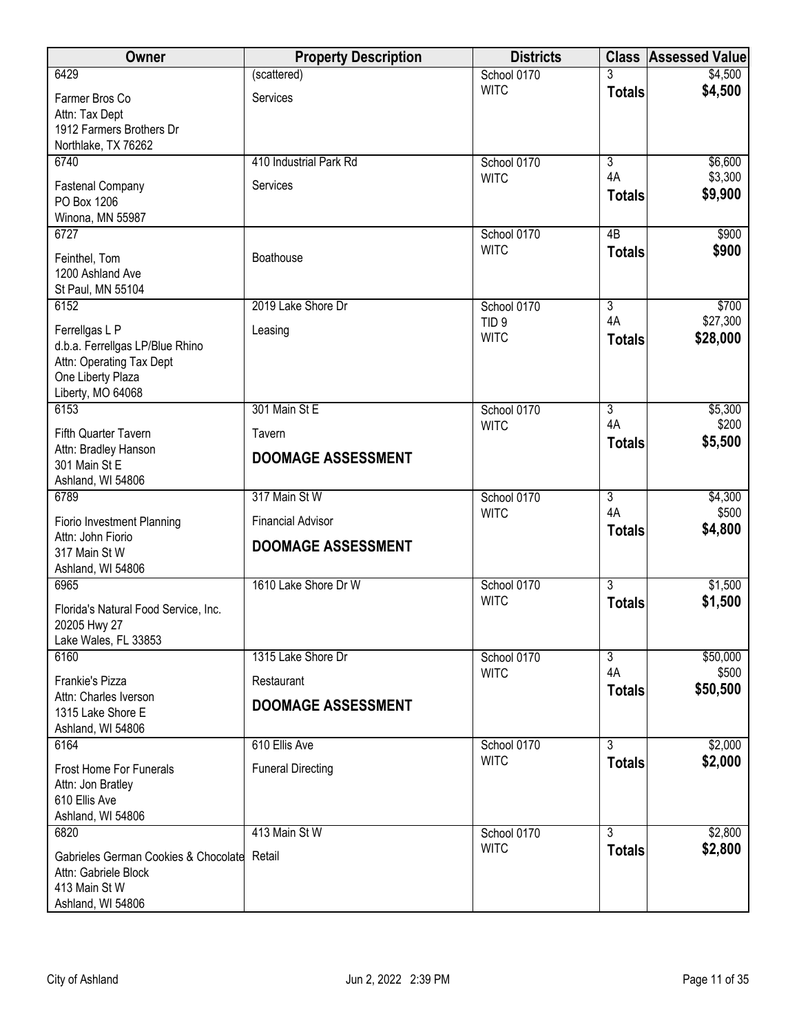| Owner | Property Description | Districts | Class | Assessed Value |
|---|---|---|---|---|
| 6429<br>Farmer Bros Co<br>Attn: Tax Dept<br>1912 Farmers Brothers Dr<br>Northlake, TX 76262 | (scattered)<br>Services | School 0170<br>WITC | 3<br>**Totals** | $4,500<br>**$4,500** |
| 6740<br>Fastenal Company<br>PO Box 1206<br>Winona, MN 55987 | 410 Industrial Park Rd<br>Services | School 0170<br>WITC | 3<br>4A<br>**Totals** | $6,600<br>$3,300<br>**$9,900** |
| 6727<br>Feinthel, Tom<br>1200 Ashland Ave<br>St Paul, MN 55104 | Boathouse | School 0170<br>WITC | 4B<br>**Totals** | $900<br>**$900** |
| 6152<br>Ferrellgas L P<br>d.b.a. Ferrellgas LP/Blue Rhino<br>Attn: Operating Tax Dept<br>One Liberty Plaza<br>Liberty, MO 64068 | 2019 Lake Shore Dr<br>Leasing | School 0170<br>TID 9<br>WITC | 3<br>4A<br>**Totals** | $700<br>$27,300<br>**$28,000** |
| 6153<br>Fifth Quarter Tavern<br>Attn: Bradley Hanson<br>301 Main St E<br>Ashland, WI 54806 | 301 Main St E<br>Tavern<br>**DOOMAGE ASSESSMENT** | School 0170<br>WITC | 3<br>4A<br>**Totals** | $5,300<br>$200<br>**$5,500** |
| 6789<br>Fiorio Investment Planning<br>Attn: John Fiorio<br>317 Main St W<br>Ashland, WI 54806 | 317 Main St W<br>Financial Advisor<br>**DOOMAGE ASSESSMENT** | School 0170<br>WITC | 3<br>4A<br>**Totals** | $4,300<br>$500<br>**$4,800** |
| 6965<br>Florida's Natural Food Service, Inc.<br>20205 Hwy 27<br>Lake Wales, FL 33853 | 1610 Lake Shore Dr W | School 0170<br>WITC | 3<br>**Totals** | $1,500<br>**$1,500** |
| 6160<br>Frankie's Pizza<br>Attn: Charles Iverson<br>1315 Lake Shore E<br>Ashland, WI 54806 | 1315 Lake Shore Dr<br>Restaurant<br>**DOOMAGE ASSESSMENT** | School 0170<br>WITC | 3<br>4A<br>**Totals** | $50,000<br>$500<br>**$50,500** |
| 6164<br>Frost Home For Funerals<br>Attn: Jon Bratley<br>610 Ellis Ave<br>Ashland, WI 54806 | 610 Ellis Ave<br>Funeral Directing | School 0170<br>WITC | 3<br>**Totals** | $2,000<br>**$2,000** |
| 6820<br>Gabrieles German Cookies & Chocolate<br>Attn: Gabriele Block<br>413 Main St W<br>Ashland, WI 54806 | 413 Main St W<br>Retail | School 0170<br>WITC | 3<br>**Totals** | $2,800<br>**$2,800** |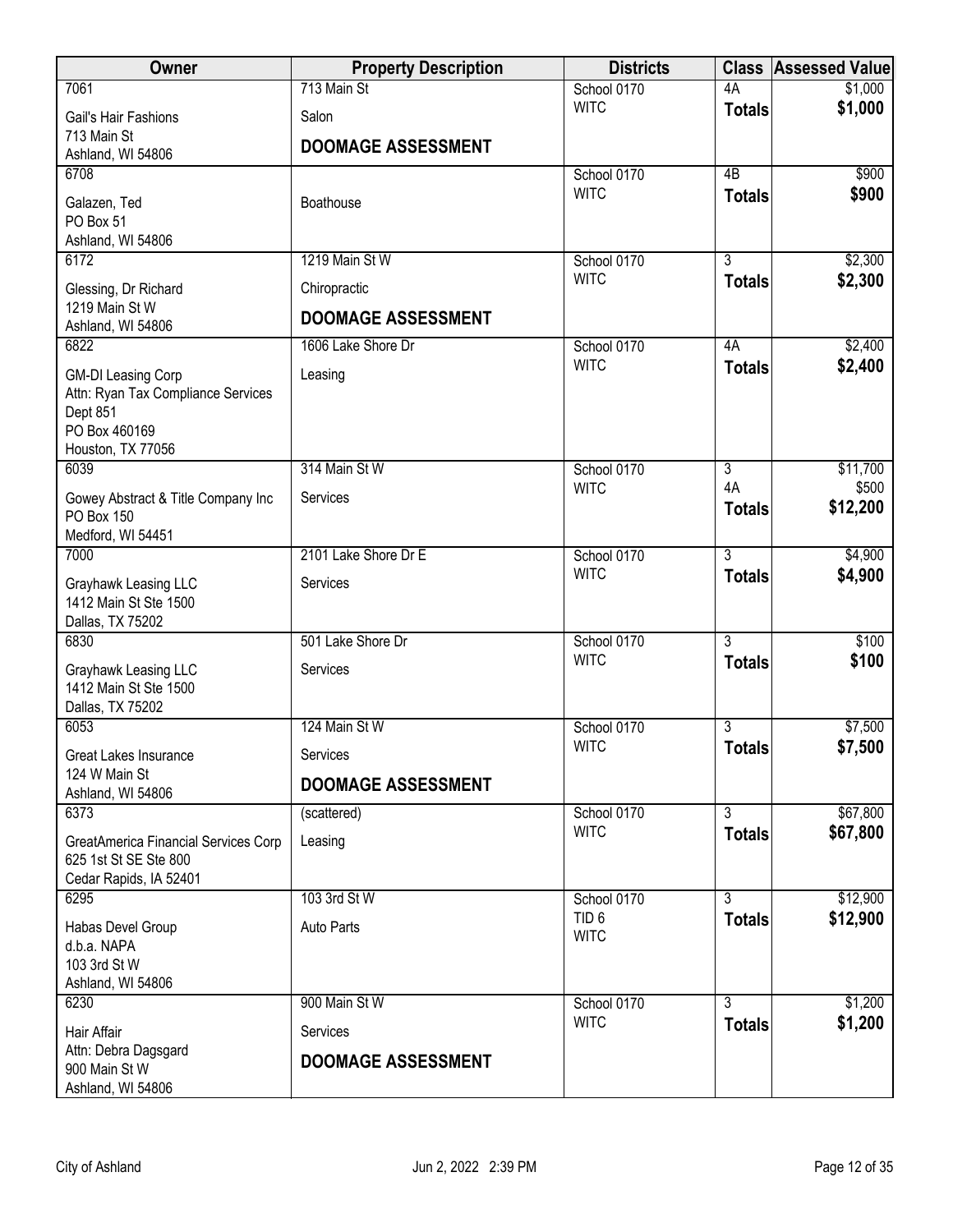| Owner | Property Description | Districts | Class | Assessed Value |
|---|---|---|---|---|
| 7061<br>Gail's Hair Fashions<br>713 Main St<br>Ashland, WI 54806 | 713 Main St<br>Salon<br>**DOOMAGE ASSESSMENT** | School 0170<br>WITC | 4A<br>**Totals** | $1,000<br>**$1,000** |
| 6708<br>Galazen, Ted<br>PO Box 51<br>Ashland, WI 54806 | Boathouse | School 0170<br>WITC | 4B<br>**Totals** | $900<br>**$900** |
| 6172<br>Glessing, Dr Richard<br>1219 Main St W<br>Ashland, WI 54806 | 1219 Main St W<br>Chiropractic<br>**DOOMAGE ASSESSMENT** | School 0170<br>WITC | 3<br>**Totals** | $2,300<br>**$2,300** |
| 6822<br>GM-DI Leasing Corp<br>Attn: Ryan Tax Compliance Services<br>Dept 851<br>PO Box 460169<br>Houston, TX 77056 | 1606 Lake Shore Dr<br>Leasing | School 0170<br>WITC | 4A<br>**Totals** | $2,400<br>**$2,400** |
| 6039<br>Gowey Abstract & Title Company Inc<br>PO Box 150<br>Medford, WI 54451 | 314 Main St W<br>Services | School 0170<br>WITC | 3<br>4A<br>**Totals** | $11,700<br>$500<br>**$12,200** |
| 7000<br>Grayhawk Leasing LLC<br>1412 Main St Ste 1500<br>Dallas, TX 75202 | 2101 Lake Shore Dr E<br>Services | School 0170<br>WITC | 3<br>**Totals** | $4,900<br>**$4,900** |
| 6830<br>Grayhawk Leasing LLC<br>1412 Main St Ste 1500<br>Dallas, TX 75202 | 501 Lake Shore Dr<br>Services | School 0170<br>WITC | 3<br>**Totals** | $100<br>**$100** |
| 6053<br>Great Lakes Insurance<br>124 W Main St<br>Ashland, WI 54806 | 124 Main St W<br>Services<br>**DOOMAGE ASSESSMENT** | School 0170<br>WITC | 3<br>**Totals** | $7,500<br>**$7,500** |
| 6373<br>GreatAmerica Financial Services Corp<br>625 1st St SE Ste 800<br>Cedar Rapids, IA 52401 | (scattered)<br>Leasing | School 0170<br>WITC | 3<br>**Totals** | $67,800<br>**$67,800** |
| 6295<br>Habas Devel Group<br>d.b.a. NAPA<br>103 3rd St W<br>Ashland, WI 54806 | 103 3rd St W<br>Auto Parts | School 0170<br>TID 6<br>WITC | 3<br>**Totals** | $12,900<br>**$12,900** |
| 6230<br>Hair Affair<br>Attn: Debra Dagsgard<br>900 Main St W<br>Ashland, WI 54806 | 900 Main St W<br>Services<br>**DOOMAGE ASSESSMENT** | School 0170<br>WITC | 3<br>**Totals** | $1,200<br>**$1,200** |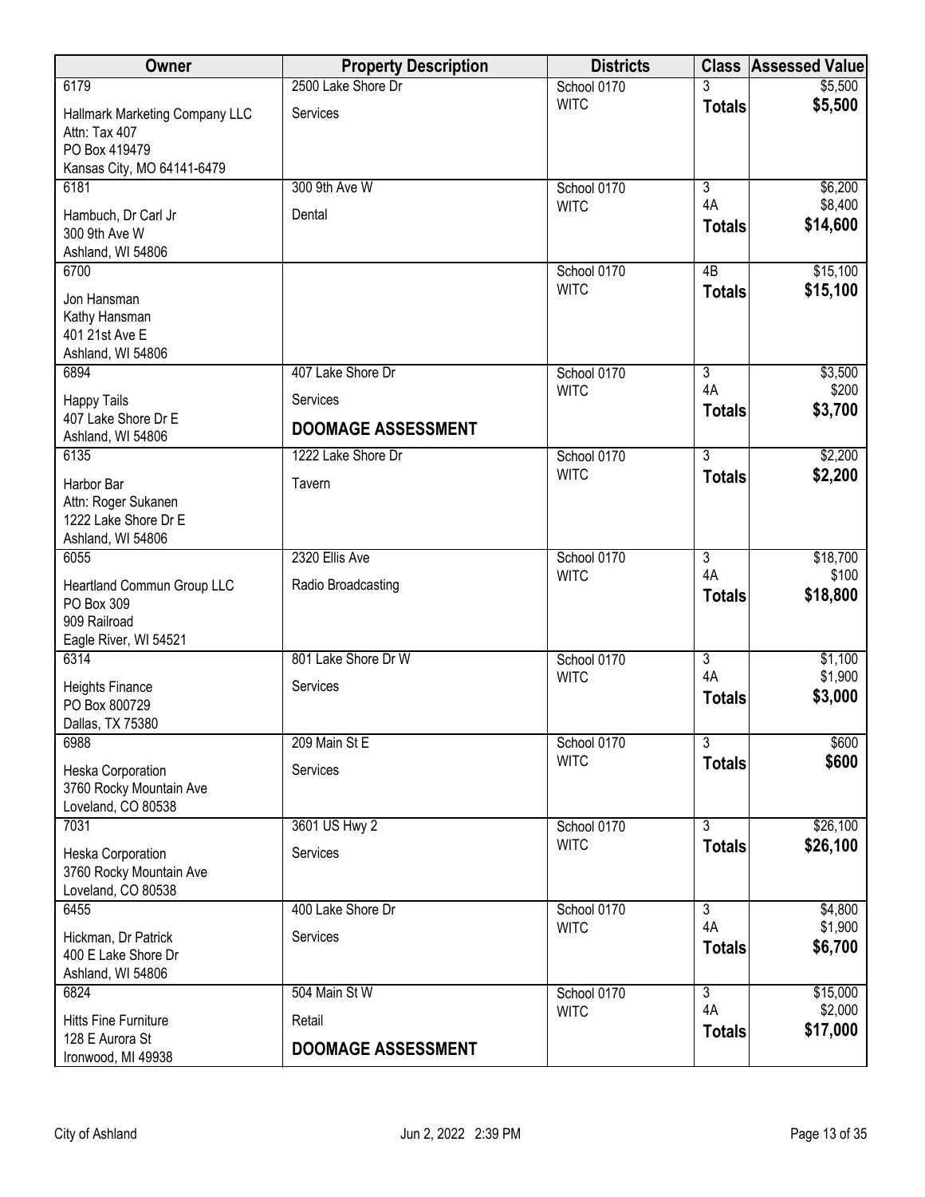| Owner | Property Description | Districts | Class | Assessed Value |
|---|---|---|---|---|
| 6179<br>Hallmark Marketing Company LLC<br>Attn: Tax 407<br>PO Box 419479<br>Kansas City, MO 64141-6479 | 2500 Lake Shore Dr<br>Services | School 0170<br>WITC | 3<br>**Totals** | $5,500<br>**$5,500** |
| 6181<br>Hambuch, Dr Carl Jr<br>300 9th Ave W<br>Ashland, WI 54806 | 300 9th Ave W<br>Dental | School 0170<br>WITC | 3<br>4A<br>**Totals** | $6,200<br>$8,400<br>**$14,600** |
| 6700<br>Jon Hansman<br>Kathy Hansman<br>401 21st Ave E<br>Ashland, WI 54806 | | School 0170<br>WITC | 4B<br>**Totals** | $15,100<br>**$15,100** |
| 6894<br>Happy Tails<br>407 Lake Shore Dr E<br>Ashland, WI 54806 | 407 Lake Shore Dr<br>Services<br>**DOOMAGE ASSESSMENT** | School 0170<br>WITC | 3<br>4A<br>**Totals** | $3,500<br>$200<br>**$3,700** |
| 6135<br>Harbor Bar<br>Attn: Roger Sukanen<br>1222 Lake Shore Dr E<br>Ashland, WI 54806 | 1222 Lake Shore Dr<br>Tavern | School 0170<br>WITC | 3<br>**Totals** | $2,200<br>**$2,200** |
| 6055<br>Heartland Commun Group LLC<br>PO Box 309<br>909 Railroad<br>Eagle River, WI 54521 | 2320 Ellis Ave<br>Radio Broadcasting | School 0170<br>WITC | 3<br>4A<br>**Totals** | $18,700<br>$100<br>**$18,800** |
| 6314<br>Heights Finance<br>PO Box 800729<br>Dallas, TX 75380 | 801 Lake Shore Dr W<br>Services | School 0170<br>WITC | 3<br>4A<br>**Totals** | $1,100<br>$1,900<br>**$3,000** |
| 6988<br>Heska Corporation<br>3760 Rocky Mountain Ave<br>Loveland, CO 80538 | 209 Main St E<br>Services | School 0170<br>WITC | 3<br>**Totals** | $600<br>**$600** |
| 7031<br>Heska Corporation<br>3760 Rocky Mountain Ave<br>Loveland, CO 80538 | 3601 US Hwy 2<br>Services | School 0170<br>WITC | 3<br>**Totals** | $26,100<br>**$26,100** |
| 6455<br>Hickman, Dr Patrick<br>400 E Lake Shore Dr<br>Ashland, WI 54806 | 400 Lake Shore Dr<br>Services | School 0170<br>WITC | 3<br>4A<br>**Totals** | $4,800<br>$1,900<br>**$6,700** |
| 6824<br>Hitts Fine Furniture<br>128 E Aurora St<br>Ironwood, MI 49938 | 504 Main St W<br>Retail<br>**DOOMAGE ASSESSMENT** | School 0170<br>WITC | 3<br>4A<br>**Totals** | $15,000<br>$2,000<br>**$17,000** |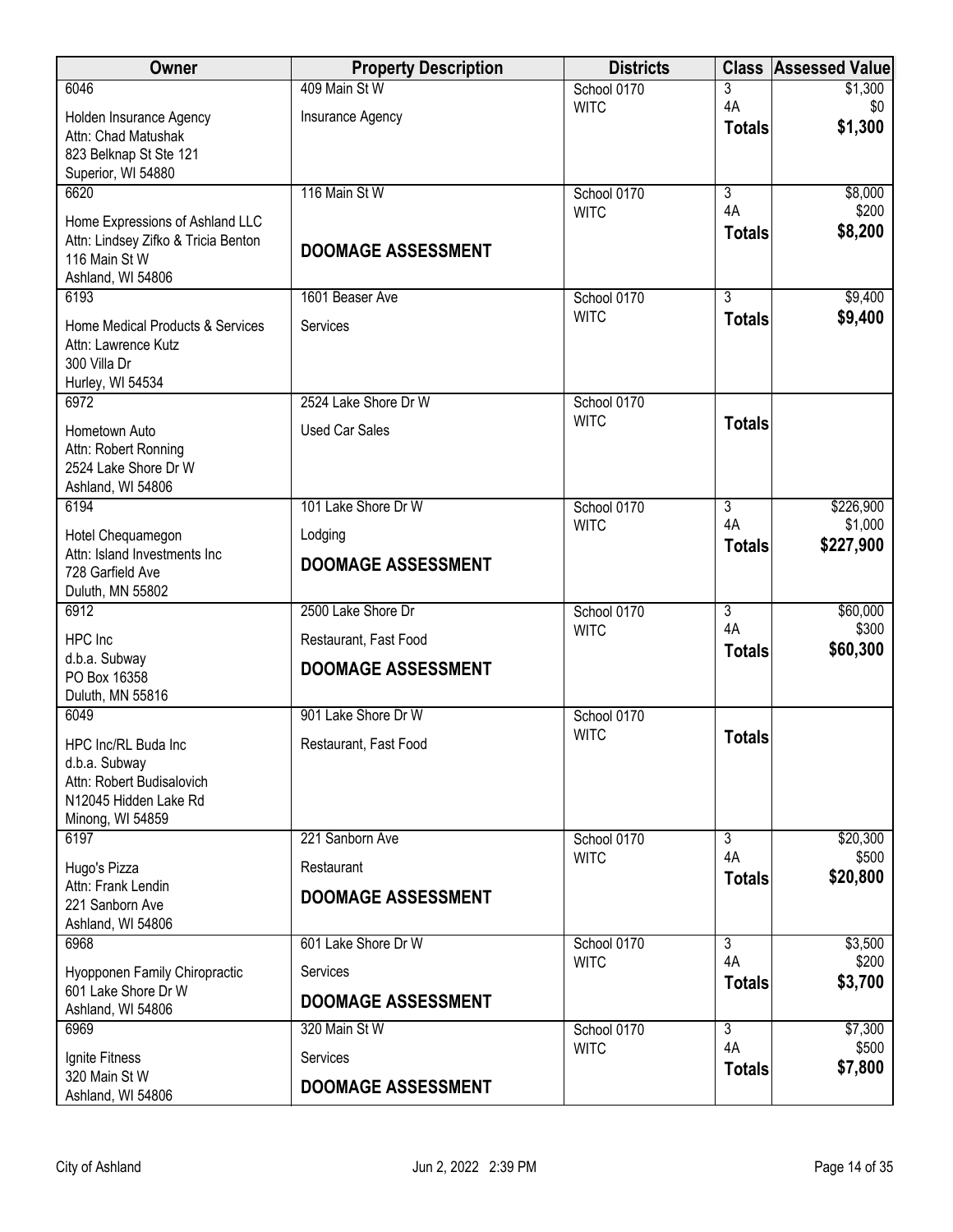| Owner | Property Description | Districts | Class | Assessed Value |
|---|---|---|---|---|
| 6046<br>Holden Insurance Agency<br>Attn: Chad Matushak<br>823 Belknap St Ste 121<br>Superior, WI 54880 | 409 Main St W<br>Insurance Agency | School 0170<br>WITC | 3<br>4A<br>**Totals** | $1,300<br>$0<br>**$1,300** |
| 6620<br>Home Expressions of Ashland LLC<br>Attn: Lindsey Zifko & Tricia Benton<br>116 Main St W<br>Ashland, WI 54806 | 116 Main St W<br>**DOOMAGE ASSESSMENT** | School 0170<br>WITC | 3<br>4A<br>**Totals** | $8,000<br>$200<br>**$8,200** |
| 6193<br>Home Medical Products & Services<br>Attn: Lawrence Kutz<br>300 Villa Dr<br>Hurley, WI 54534 | 1601 Beaser Ave<br>Services | School 0170<br>WITC | 3<br>**Totals** | $9,400<br>**$9,400** |
| 6972<br>Hometown Auto<br>Attn: Robert Ronning<br>2524 Lake Shore Dr W<br>Ashland, WI 54806 | 2524 Lake Shore Dr W<br>Used Car Sales | School 0170<br>WITC | **Totals** | |
| 6194<br>Hotel Chequamegon<br>Attn: Island Investments Inc<br>728 Garfield Ave<br>Duluth, MN 55802 | 101 Lake Shore Dr W<br>Lodging<br>**DOOMAGE ASSESSMENT** | School 0170<br>WITC | 3<br>4A<br>**Totals** | $226,900<br>$1,000<br>**$227,900** |
| 6912<br>HPC Inc<br>d.b.a. Subway<br>PO Box 16358<br>Duluth, MN 55816 | 2500 Lake Shore Dr<br>Restaurant, Fast Food<br>**DOOMAGE ASSESSMENT** | School 0170<br>WITC | 3<br>4A<br>**Totals** | $60,000<br>$300<br>**$60,300** |
| 6049<br>HPC Inc/RL Buda Inc<br>d.b.a. Subway<br>Attn: Robert Budisalovich<br>N12045 Hidden Lake Rd<br>Minong, WI 54859 | 901 Lake Shore Dr W<br>Restaurant, Fast Food | School 0170<br>WITC | **Totals** | |
| 6197<br>Hugo's Pizza<br>Attn: Frank Lendin<br>221 Sanborn Ave<br>Ashland, WI 54806 | 221 Sanborn Ave<br>Restaurant<br>**DOOMAGE ASSESSMENT** | School 0170<br>WITC | 3<br>4A<br>**Totals** | $20,300<br>$500<br>**$20,800** |
| 6968<br>Hyopponen Family Chiropractic<br>601 Lake Shore Dr W<br>Ashland, WI 54806 | 601 Lake Shore Dr W<br>Services<br>**DOOMAGE ASSESSMENT** | School 0170<br>WITC | 3<br>4A<br>**Totals** | $3,500<br>$200<br>**$3,700** |
| 6969<br>Ignite Fitness<br>320 Main St W<br>Ashland, WI 54806 | 320 Main St W<br>Services<br>**DOOMAGE ASSESSMENT** | School 0170<br>WITC | 3<br>4A<br>**Totals** | $7,300<br>$500<br>**$7,800** |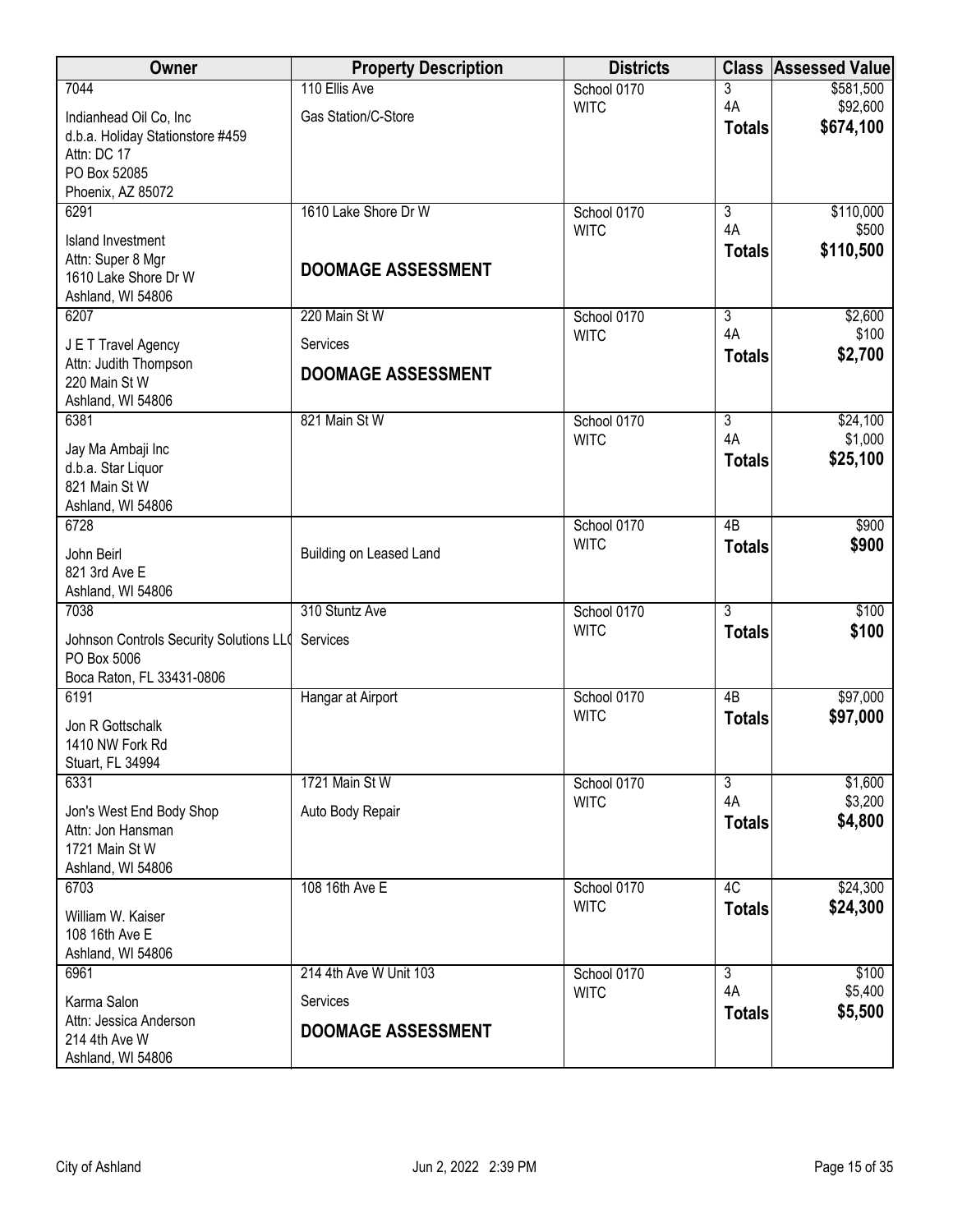| Owner | Property Description | Districts | Class | Assessed Value |
|---|---|---|---|---|
| 7044<br>Indianhead Oil Co, Inc<br>d.b.a. Holiday Stationstore #459<br>Attn: DC 17<br>PO Box 52085<br>Phoenix, AZ 85072 | 110 Ellis Ave<br>Gas Station/C-Store | School 0170<br>WITC | 3<br>4A<br>**Totals** | \$581,500<br>\$92,600<br>**\$674,100** |
| 6291<br>Island Investment<br>Attn: Super 8 Mgr<br>1610 Lake Shore Dr W<br>Ashland, WI 54806 | 1610 Lake Shore Dr W<br>**DOOMAGE ASSESSMENT** | School 0170<br>WITC | 3<br>4A<br>**Totals** | \$110,000<br>\$500<br>**\$110,500** |
| 6207<br>J E T Travel Agency<br>Attn: Judith Thompson<br>220 Main St W<br>Ashland, WI 54806 | 220 Main St W<br>Services<br>**DOOMAGE ASSESSMENT** | School 0170<br>WITC | 3<br>4A<br>**Totals** | \$2,600<br>\$100<br>**\$2,700** |
| 6381<br>Jay Ma Ambaji Inc<br>d.b.a. Star Liquor<br>821 Main St W<br>Ashland, WI 54806 | 821 Main St W | School 0170<br>WITC | 3<br>4A<br>**Totals** | \$24,100<br>\$1,000<br>**\$25,100** |
| 6728<br>John Beirl<br>821 3rd Ave E<br>Ashland, WI 54806 | Building on Leased Land | School 0170<br>WITC | 4B<br>**Totals** | \$900<br>**\$900** |
| 7038<br>Johnson Controls Security Solutions LLC<br>PO Box 5006<br>Boca Raton, FL 33431-0806 | 310 Stuntz Ave<br>Services | School 0170<br>WITC | 3<br>**Totals** | \$100<br>**\$100** |
| 6191<br>Jon R Gottschalk<br>1410 NW Fork Rd<br>Stuart, FL 34994 | Hangar at Airport | School 0170<br>WITC | 4B<br>**Totals** | \$97,000<br>**\$97,000** |
| 6331<br>Jon's West End Body Shop<br>Attn: Jon Hansman<br>1721 Main St W<br>Ashland, WI 54806 | 1721 Main St W<br>Auto Body Repair | School 0170<br>WITC | 3<br>4A<br>**Totals** | \$1,600<br>\$3,200<br>**\$4,800** |
| 6703<br>William W. Kaiser<br>108 16th Ave E<br>Ashland, WI 54806 | 108 16th Ave E | School 0170<br>WITC | 4C<br>**Totals** | \$24,300<br>**\$24,300** |
| 6961<br>Karma Salon<br>Attn: Jessica Anderson<br>214 4th Ave W<br>Ashland, WI 54806 | 214 4th Ave W Unit 103<br>Services<br>**DOOMAGE ASSESSMENT** | School 0170<br>WITC | 3<br>4A<br>**Totals** | \$100<br>\$5,400<br>**\$5,500** |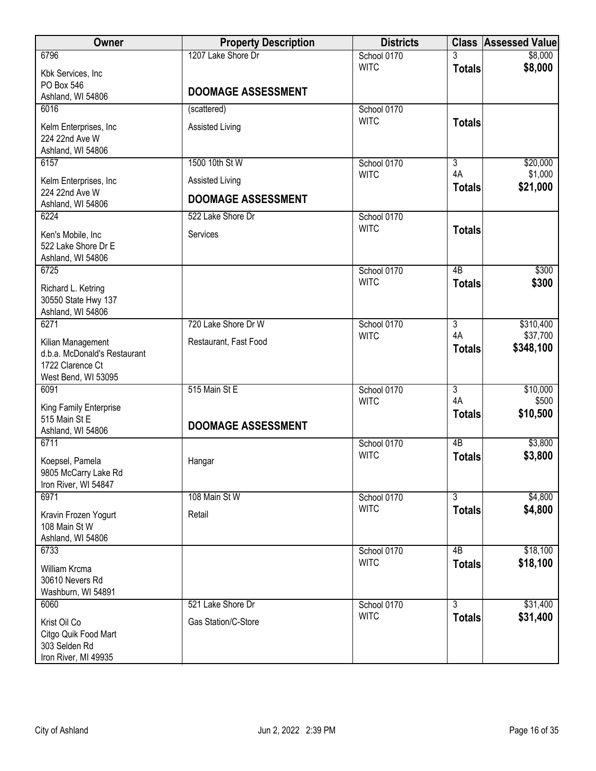| Owner | Property Description | Districts | Class | Assessed Value |
|---|---|---|---|---|
| 6796<br>Kbk Services, Inc<br>PO Box 546<br>Ashland, WI 54806 | 1207 Lake Shore Dr<br><br>**DOOMAGE ASSESSMENT** | School 0170<br>WITC | 3<br>**Totals** | $8,000<br>**$8,000** |
| 6016<br>Kelm Enterprises, Inc<br>224 22nd Ave W<br>Ashland, WI 54806 | (scattered)<br>Assisted Living | School 0170<br>WITC | **Totals** | |
| 6157<br>Kelm Enterprises, Inc<br>224 22nd Ave W<br>Ashland, WI 54806 | 1500 10th St W<br>Assisted Living<br>**DOOMAGE ASSESSMENT** | School 0170<br>WITC | 3<br>4A<br>**Totals** | $20,000<br>$1,000<br>**$21,000** |
| 6224<br>Ken's Mobile, Inc<br>522 Lake Shore Dr E<br>Ashland, WI 54806 | 522 Lake Shore Dr<br>Services | School 0170<br>WITC | **Totals** | |
| 6725<br>Richard L. Ketring<br>30550 State Hwy 137<br>Ashland, WI 54806 | | School 0170<br>WITC | 4B<br>**Totals** | $300<br>**$300** |
| 6271<br>Kilian Management<br>d.b.a. McDonald's Restaurant<br>1722 Clarence Ct<br>West Bend, WI 53095 | 720 Lake Shore Dr W<br>Restaurant, Fast Food | School 0170<br>WITC | 3<br>4A<br>**Totals** | $310,400<br>$37,700<br>**$348,100** |
| 6091<br>King Family Enterprise<br>515 Main St E<br>Ashland, WI 54806 | 515 Main St E<br><br>**DOOMAGE ASSESSMENT** | School 0170<br>WITC | 3<br>4A<br>**Totals** | $10,000<br>$500<br>**$10,500** |
| 6711<br>Koepsel, Pamela<br>9805 McCarry Lake Rd<br>Iron River, WI 54847 | <br>Hangar | School 0170<br>WITC | 4B<br>**Totals** | $3,800<br>**$3,800** |
| 6971<br>Kravin Frozen Yogurt<br>108 Main St W<br>Ashland, WI 54806 | 108 Main St W<br>Retail | School 0170<br>WITC | 3<br>**Totals** | $4,800<br>**$4,800** |
| 6733<br>William Krcma<br>30610 Nevers Rd<br>Washburn, WI 54891 | | School 0170<br>WITC | 4B<br>**Totals** | $18,100<br>**$18,100** |
| 6060<br>Krist Oil Co<br>Citgo Quik Food Mart<br>303 Selden Rd<br>Iron River, MI 49935 | 521 Lake Shore Dr<br>Gas Station/C-Store | School 0170<br>WITC | 3<br>**Totals** | $31,400<br>**$31,400** |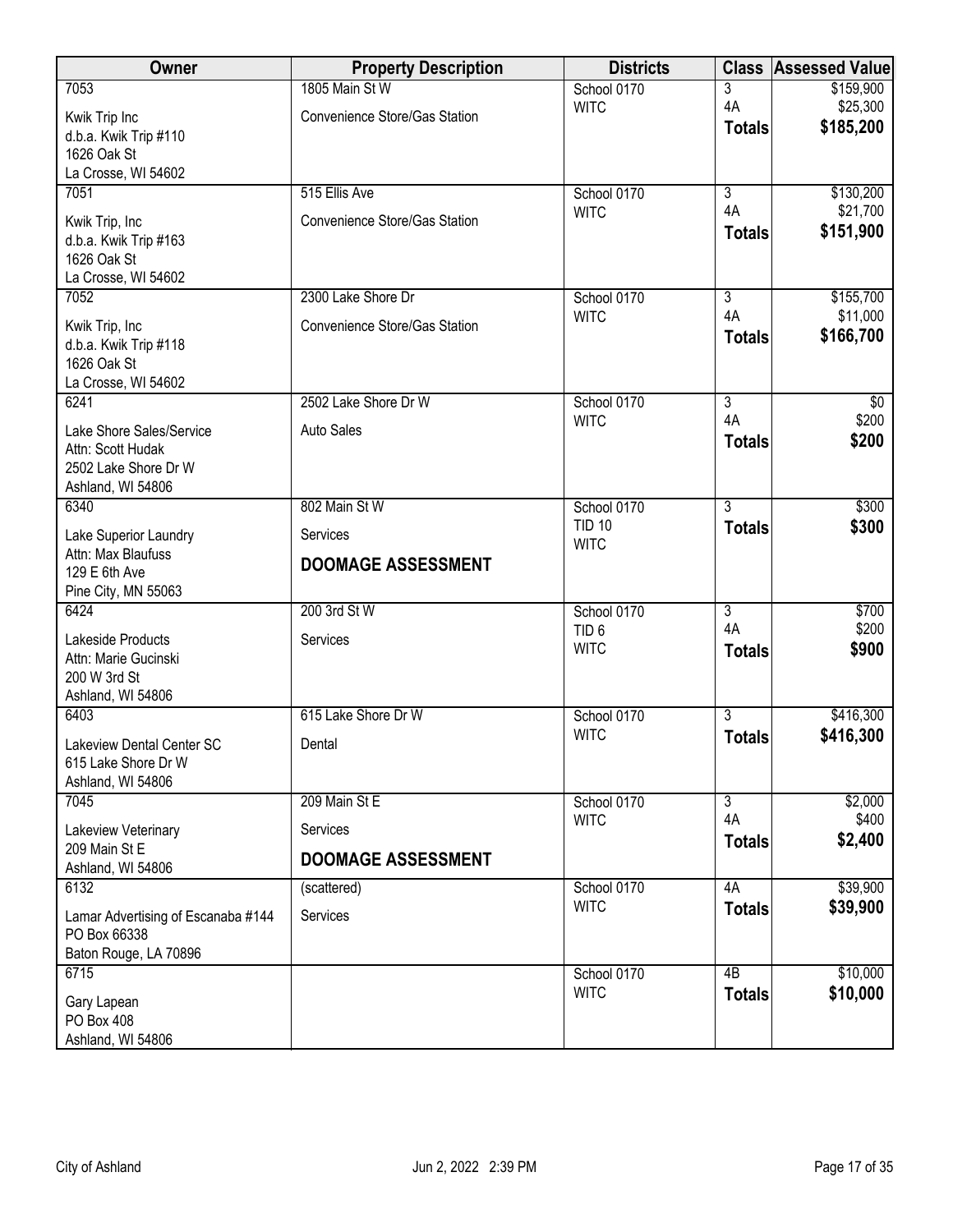| Owner | Property Description | Districts | Class | Assessed Value |
|---|---|---|---|---|
| 7053<br>Kwik Trip Inc<br>d.b.a. Kwik Trip #110<br>1626 Oak St<br>La Crosse, WI 54602 | 1805 Main St W<br>Convenience Store/Gas Station | School 0170<br>WITC | 3<br>4A<br>**Totals** | $159,900<br>$25,300<br>**$185,200** |
| 7051<br>Kwik Trip, Inc<br>d.b.a. Kwik Trip #163<br>1626 Oak St<br>La Crosse, WI 54602 | 515 Ellis Ave<br>Convenience Store/Gas Station | School 0170<br>WITC | 3<br>4A<br>**Totals** | $130,200<br>$21,700<br>**$151,900** |
| 7052<br>Kwik Trip, Inc<br>d.b.a. Kwik Trip #118<br>1626 Oak St<br>La Crosse, WI 54602 | 2300 Lake Shore Dr<br>Convenience Store/Gas Station | School 0170<br>WITC | 3<br>4A<br>**Totals** | $155,700<br>$11,000<br>**$166,700** |
| 6241<br>Lake Shore Sales/Service<br>Attn: Scott Hudak<br>2502 Lake Shore Dr W<br>Ashland, WI 54806 | 2502 Lake Shore Dr W<br>Auto Sales | School 0170<br>WITC | 3<br>4A<br>**Totals** | $0<br>$200<br>**$200** |
| 6340<br>Lake Superior Laundry<br>Attn: Max Blaufuss<br>129 E 6th Ave<br>Pine City, MN 55063 | 802 Main St W<br>Services<br>**DOOMAGE ASSESSMENT** | School 0170<br>TID 10<br>WITC | 3<br>**Totals** | $300<br>**$300** |
| 6424<br>Lakeside Products<br>Attn: Marie Gucinski<br>200 W 3rd St<br>Ashland, WI 54806 | 200 3rd St W<br>Services | School 0170<br>TID 6<br>WITC | 3<br>4A<br>**Totals** | $700<br>$200<br>**$900** |
| 6403<br>Lakeview Dental Center SC<br>615 Lake Shore Dr W<br>Ashland, WI 54806 | 615 Lake Shore Dr W<br>Dental | School 0170<br>WITC | 3<br>**Totals** | $416,300<br>**$416,300** |
| 7045<br>Lakeview Veterinary<br>209 Main St E<br>Ashland, WI 54806 | 209 Main St E<br>Services<br>**DOOMAGE ASSESSMENT** | School 0170<br>WITC | 3<br>4A<br>**Totals** | $2,000<br>$400<br>**$2,400** |
| 6132<br>Lamar Advertising of Escanaba #144<br>PO Box 66338<br>Baton Rouge, LA 70896 | (scattered)<br>Services | School 0170<br>WITC | 4A<br>**Totals** | $39,900<br>**$39,900** |
| 6715<br>Gary Lapean<br>PO Box 408<br>Ashland, WI 54806 | | School 0170<br>WITC | 4B<br>**Totals** | $10,000<br>**$10,000** |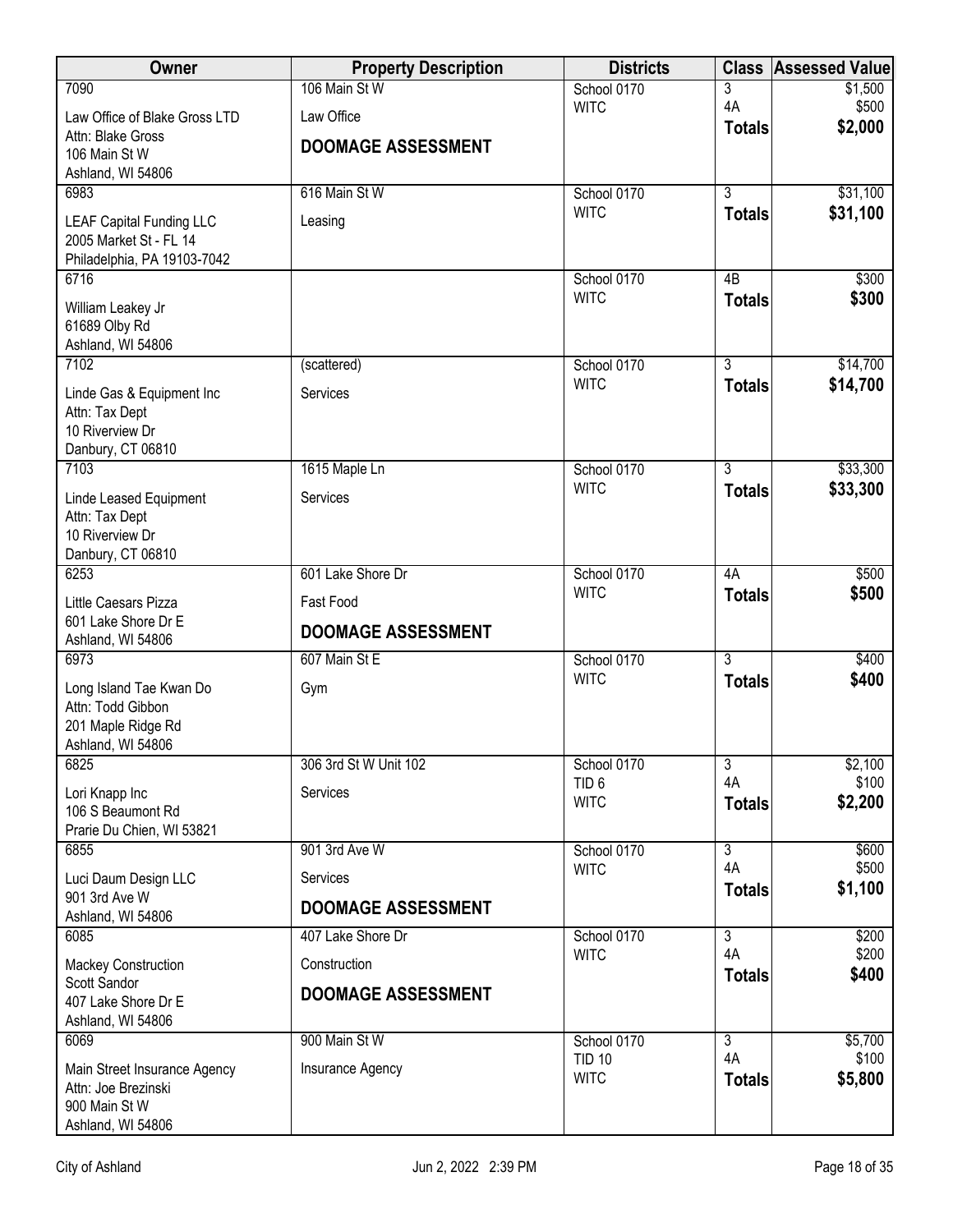| Owner | Property Description | Districts | Class | Assessed Value |
|---|---|---|---|---|
| 7090<br>Law Office of Blake Gross LTD<br>Attn: Blake Gross<br>106 Main St W<br>Ashland, WI 54806 | 106 Main St W<br>Law Office<br>**DOOMAGE ASSESSMENT** | School 0170<br>WITC | 3<br>4A<br>**Totals** | $1,500<br>$500<br>**$2,000** |
| 6983<br>LEAF Capital Funding LLC<br>2005 Market St - FL 14<br>Philadelphia, PA 19103-7042 | 616 Main St W<br>Leasing | School 0170<br>WITC | 3<br>**Totals** | $31,100<br>**$31,100** |
| 6716<br>William Leakey Jr<br>61689 Olby Rd<br>Ashland, WI 54806 | | School 0170<br>WITC | 4B<br>**Totals** | $300<br>**$300** |
| 7102<br>Linde Gas & Equipment Inc<br>Attn: Tax Dept<br>10 Riverview Dr<br>Danbury, CT 06810 | (scattered)<br>Services | School 0170<br>WITC | 3<br>**Totals** | $14,700<br>**$14,700** |
| 7103<br>Linde Leased Equipment<br>Attn: Tax Dept<br>10 Riverview Dr<br>Danbury, CT 06810 | 1615 Maple Ln<br>Services | School 0170<br>WITC | 3<br>**Totals** | $33,300<br>**$33,300** |
| 6253<br>Little Caesars Pizza<br>601 Lake Shore Dr E<br>Ashland, WI 54806 | 601 Lake Shore Dr<br>Fast Food<br>**DOOMAGE ASSESSMENT** | School 0170<br>WITC | 4A<br>**Totals** | $500<br>**$500** |
| 6973<br>Long Island Tae Kwan Do<br>Attn: Todd Gibbon<br>201 Maple Ridge Rd<br>Ashland, WI 54806 | 607 Main St E<br>Gym | School 0170<br>WITC | 3<br>**Totals** | $400<br>**$400** |
| 6825<br>Lori Knapp Inc<br>106 S Beaumont Rd<br>Prarie Du Chien, WI 53821 | 306 3rd St W Unit 102<br>Services | School 0170<br>TID 6<br>WITC | 3<br>4A<br>**Totals** | $2,100<br>$100<br>**$2,200** |
| 6855<br>Luci Daum Design LLC<br>901 3rd Ave W<br>Ashland, WI 54806 | 901 3rd Ave W<br>Services<br>**DOOMAGE ASSESSMENT** | School 0170<br>WITC | 3<br>4A<br>**Totals** | $600<br>$500<br>**$1,100** |
| 6085<br>Mackey Construction<br>Scott Sandor<br>407 Lake Shore Dr E<br>Ashland, WI 54806 | 407 Lake Shore Dr<br>Construction<br>**DOOMAGE ASSESSMENT** | School 0170<br>WITC | 3<br>4A<br>**Totals** | $200<br>$200<br>**$400** |
| 6069<br>Main Street Insurance Agency<br>Attn: Joe Brezinski<br>900 Main St W<br>Ashland, WI 54806 | 900 Main St W<br>Insurance Agency | School 0170<br>TID 10<br>WITC | 3<br>4A<br>**Totals** | $5,700<br>$100<br>**$5,800** |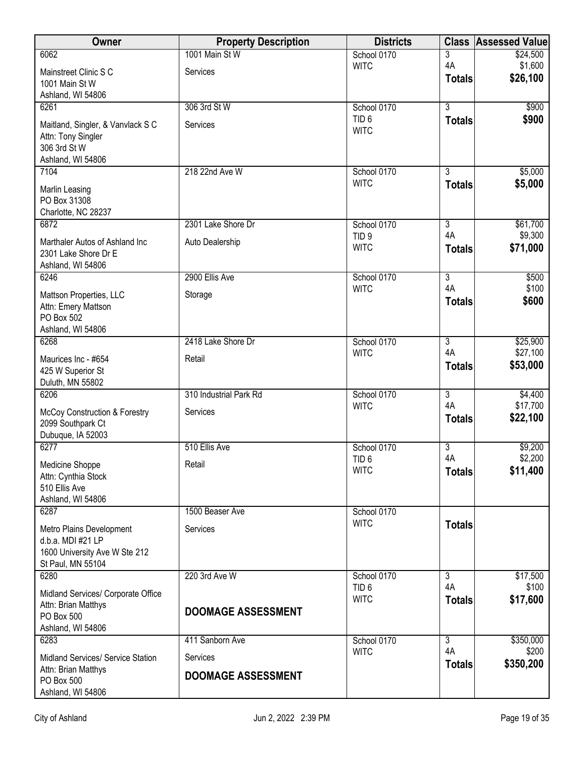| Owner | Property Description | Districts | Class | Assessed Value |
|---|---|---|---|---|
| 6062<br>Mainstreet Clinic S C<br>1001 Main St W<br>Ashland, WI 54806 | 1001 Main St W<br>Services | School 0170<br>WITC | 3<br>4A<br>**Totals** | $24,500<br>$1,600<br>**$26,100** |
| 6261<br>Maitland, Singler, & Vanvlack S C<br>Attn: Tony Singler<br>306 3rd St W<br>Ashland, WI 54806 | 306 3rd St W<br>Services | School 0170<br>TID 6<br>WITC | 3<br>**Totals** | $900<br>**$900** |
| 7104<br>Marlin Leasing<br>PO Box 31308<br>Charlotte, NC 28237 | 218 22nd Ave W | School 0170<br>WITC | 3<br>**Totals** | $5,000<br>**$5,000** |
| 6872<br>Marthaler Autos of Ashland Inc<br>2301 Lake Shore Dr E<br>Ashland, WI 54806 | 2301 Lake Shore Dr<br>Auto Dealership | School 0170<br>TID 9<br>WITC | 3<br>4A<br>**Totals** | $61,700<br>$9,300<br>**$71,000** |
| 6246<br>Mattson Properties, LLC<br>Attn: Emery Mattson<br>PO Box 502<br>Ashland, WI 54806 | 2900 Ellis Ave<br>Storage | School 0170<br>WITC | 3<br>4A<br>**Totals** | $500<br>$100<br>**$600** |
| 6268<br>Maurices Inc - #654<br>425 W Superior St<br>Duluth, MN 55802 | 2418 Lake Shore Dr<br>Retail | School 0170<br>WITC | 3<br>4A<br>**Totals** | $25,900<br>$27,100<br>**$53,000** |
| 6206<br>McCoy Construction & Forestry<br>2099 Southpark Ct<br>Dubuque, IA 52003 | 310 Industrial Park Rd<br>Services | School 0170<br>WITC | 3<br>4A<br>**Totals** | $4,400<br>$17,700<br>**$22,100** |
| 6277<br>Medicine Shoppe<br>Attn: Cynthia Stock<br>510 Ellis Ave<br>Ashland, WI 54806 | 510 Ellis Ave<br>Retail | School 0170<br>TID 6<br>WITC | 3<br>4A<br>**Totals** | $9,200<br>$2,200<br>**$11,400** |
| 6287<br>Metro Plains Development<br>d.b.a. MDI #21 LP<br>1600 University Ave W Ste 212<br>St Paul, MN 55104 | 1500 Beaser Ave<br>Services | School 0170<br>WITC | **Totals** | |
| 6280<br>Midland Services/ Corporate Office<br>Attn: Brian Matthys<br>PO Box 500<br>Ashland, WI 54806 | 220 3rd Ave W<br>**DOOMAGE ASSESSMENT** | School 0170<br>TID 6<br>WITC | 3<br>4A<br>**Totals** | $17,500<br>$100<br>**$17,600** |
| 6283<br>Midland Services/ Service Station<br>Attn: Brian Matthys<br>PO Box 500<br>Ashland, WI 54806 | 411 Sanborn Ave<br>Services<br>**DOOMAGE ASSESSMENT** | School 0170<br>WITC | 3<br>4A<br>**Totals** | $350,000<br>$200<br>**$350,200** |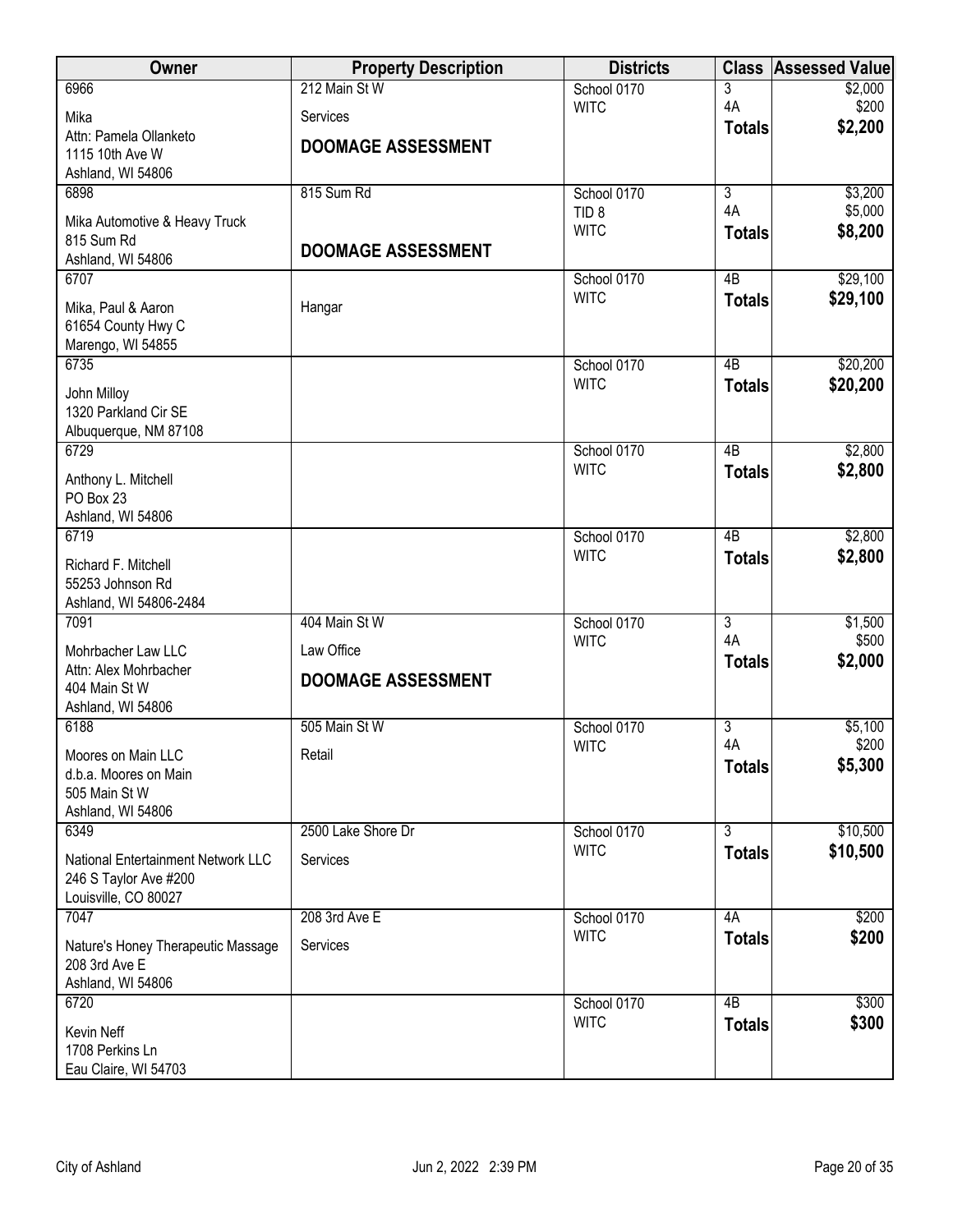| Owner | Property Description | Districts | Class | Assessed Value |
|---|---|---|---|---|
| 6966<br>Mika<br>Attn: Pamela Ollanketo<br>1115 10th Ave W<br>Ashland, WI 54806 | 212 Main St W<br>Services<br>**DOOMAGE ASSESSMENT** | School 0170<br>WITC | 3<br>4A<br>**Totals** | $2,000<br>$200<br>**$2,200** |
| 6898<br>Mika Automotive & Heavy Truck<br>815 Sum Rd<br>Ashland, WI 54806 | 815 Sum Rd<br>**DOOMAGE ASSESSMENT** | School 0170<br>TID 8<br>WITC | 3<br>4A<br>**Totals** | $3,200<br>$5,000<br>**$8,200** |
| 6707<br>Mika, Paul & Aaron<br>61654 County Hwy C<br>Marengo, WI 54855 | Hangar | School 0170<br>WITC | 4B<br>**Totals** | $29,100<br>**$29,100** |
| 6735<br>John Milloy<br>1320 Parkland Cir SE<br>Albuquerque, NM 87108 | | School 0170<br>WITC | 4B<br>**Totals** | $20,200<br>**$20,200** |
| 6729<br>Anthony L. Mitchell<br>PO Box 23<br>Ashland, WI 54806 | | School 0170<br>WITC | 4B<br>**Totals** | $2,800<br>**$2,800** |
| 6719<br>Richard F. Mitchell<br>55253 Johnson Rd<br>Ashland, WI 54806-2484 | | School 0170<br>WITC | 4B<br>**Totals** | $2,800<br>**$2,800** |
| 7091<br>Mohrbacher Law LLC<br>Attn: Alex Mohrbacher<br>404 Main St W<br>Ashland, WI 54806 | 404 Main St W<br>Law Office<br>**DOOMAGE ASSESSMENT** | School 0170<br>WITC | 3<br>4A<br>**Totals** | $1,500<br>$500<br>**$2,000** |
| 6188<br>Moores on Main LLC<br>d.b.a. Moores on Main<br>505 Main St W<br>Ashland, WI 54806 | 505 Main St W<br>Retail | School 0170<br>WITC | 3<br>4A<br>**Totals** | $5,100<br>$200<br>**$5,300** |
| 6349<br>National Entertainment Network LLC<br>246 S Taylor Ave #200<br>Louisville, CO 80027 | 2500 Lake Shore Dr<br>Services | School 0170<br>WITC | 3<br>**Totals** | $10,500<br>**$10,500** |
| 7047<br>Nature's Honey Therapeutic Massage<br>208 3rd Ave E<br>Ashland, WI 54806 | 208 3rd Ave E<br>Services | School 0170<br>WITC | 4A<br>**Totals** | $200<br>**$200** |
| 6720<br>Kevin Neff<br>1708 Perkins Ln<br>Eau Claire, WI 54703 | | School 0170<br>WITC | 4B<br>**Totals** | $300<br>**$300** |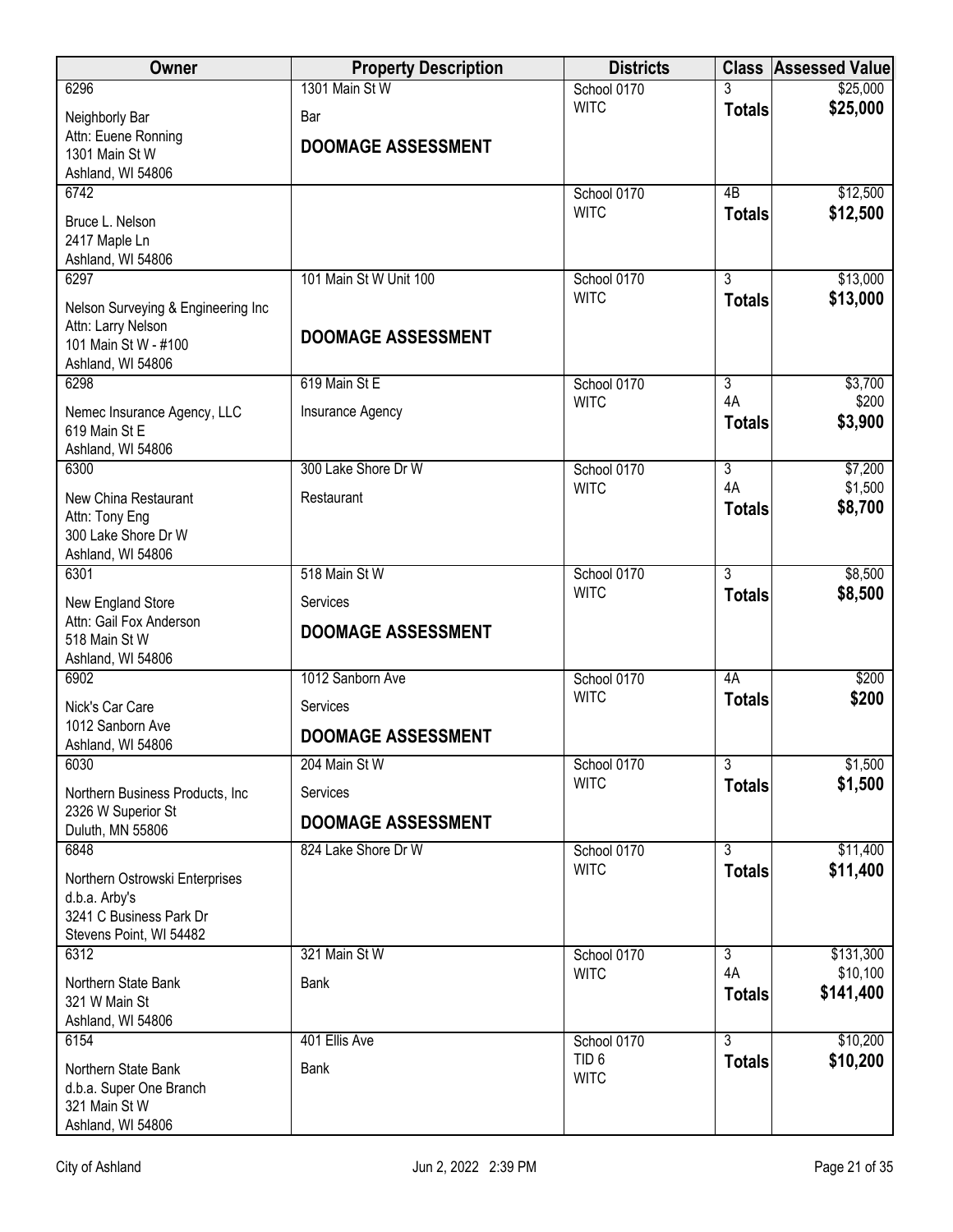| Owner | Property Description | Districts | Class | Assessed Value |
|---|---|---|---|---|
| 6296<br>Neighborly Bar<br>Attn: Euene Ronning<br>1301 Main St W<br>Ashland, WI 54806 | 1301 Main St W<br>Bar<br>**DOOMAGE ASSESSMENT** | School 0170<br>WITC | 3<br>**Totals** | $25,000<br>**$25,000** |
| 6742<br>Bruce L. Nelson<br>2417 Maple Ln<br>Ashland, WI 54806 | | School 0170<br>WITC | 4B<br>**Totals** | $12,500<br>**$12,500** |
| 6297<br>Nelson Surveying & Engineering Inc<br>Attn: Larry Nelson<br>101 Main St W - #100<br>Ashland, WI 54806 | 101 Main St W Unit 100<br>**DOOMAGE ASSESSMENT** | School 0170<br>WITC | 3<br>**Totals** | $13,000<br>**$13,000** |
| 6298<br>Nemec Insurance Agency, LLC<br>619 Main St E<br>Ashland, WI 54806 | 619 Main St E<br>Insurance Agency | School 0170<br>WITC | 3<br>4A<br>**Totals** | $3,700<br>$200<br>**$3,900** |
| 6300<br>New China Restaurant<br>Attn: Tony Eng<br>300 Lake Shore Dr W<br>Ashland, WI 54806 | 300 Lake Shore Dr W<br>Restaurant | School 0170<br>WITC | 3<br>4A<br>**Totals** | $7,200<br>$1,500<br>**$8,700** |
| 6301<br>New England Store<br>Attn: Gail Fox Anderson<br>518 Main St W<br>Ashland, WI 54806 | 518 Main St W<br>Services<br>**DOOMAGE ASSESSMENT** | School 0170<br>WITC | 3<br>**Totals** | $8,500<br>**$8,500** |
| 6902<br>Nick's Car Care<br>1012 Sanborn Ave<br>Ashland, WI 54806 | 1012 Sanborn Ave<br>Services<br>**DOOMAGE ASSESSMENT** | School 0170<br>WITC | 4A<br>**Totals** | $200<br>**$200** |
| 6030<br>Northern Business Products, Inc<br>2326 W Superior St<br>Duluth, MN 55806 | 204 Main St W<br>Services<br>**DOOMAGE ASSESSMENT** | School 0170<br>WITC | 3<br>**Totals** | $1,500<br>**$1,500** |
| 6848<br>Northern Ostrowski Enterprises<br>d.b.a. Arby's<br>3241 C Business Park Dr<br>Stevens Point, WI 54482 | 824 Lake Shore Dr W | School 0170<br>WITC | 3<br>**Totals** | $11,400<br>**$11,400** |
| 6312<br>Northern State Bank<br>321 W Main St<br>Ashland, WI 54806 | 321 Main St W<br>Bank | School 0170<br>WITC | 3<br>4A<br>**Totals** | $131,300<br>$10,100<br>**$141,400** |
| 6154<br>Northern State Bank<br>d.b.a. Super One Branch<br>321 Main St W<br>Ashland, WI 54806 | 401 Ellis Ave<br>Bank | School 0170<br>TID 6<br>WITC | 3<br>**Totals** | $10,200<br>**$10,200** |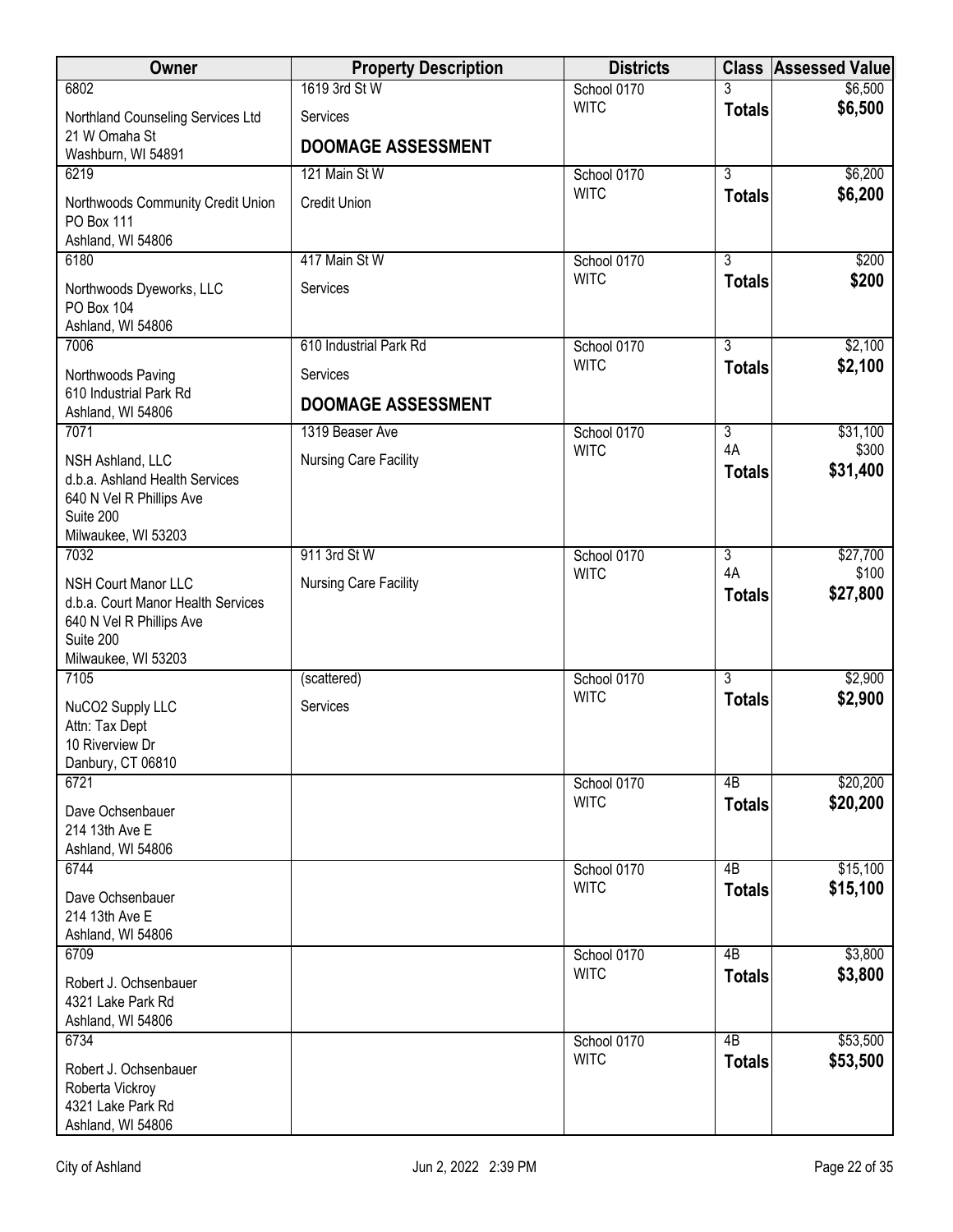| Owner | Property Description | Districts | Class | Assessed Value |
|---|---|---|---|---|
| 6802<br>Northland Counseling Services Ltd<br>21 W Omaha St<br>Washburn, WI 54891 | 1619 3rd St W<br>Services<br>**DOOMAGE ASSESSMENT** | School 0170<br>WITC | 3<br>**Totals** | $6,500<br>**$6,500** |
| 6219<br>Northwoods Community Credit Union<br>PO Box 111<br>Ashland, WI 54806 | 121 Main St W<br>Credit Union | School 0170<br>WITC | 3<br>**Totals** | $6,200<br>**$6,200** |
| 6180<br>Northwoods Dyeworks, LLC<br>PO Box 104<br>Ashland, WI 54806 | 417 Main St W<br>Services | School 0170<br>WITC | 3<br>**Totals** | $200<br>**$200** |
| 7006<br>Northwoods Paving<br>610 Industrial Park Rd<br>Ashland, WI 54806 | 610 Industrial Park Rd<br>Services<br>**DOOMAGE ASSESSMENT** | School 0170<br>WITC | 3<br>**Totals** | $2,100<br>**$2,100** |
| 7071<br>NSH Ashland, LLC<br>d.b.a. Ashland Health Services<br>640 N Vel R Phillips Ave<br>Suite 200<br>Milwaukee, WI 53203 | 1319 Beaser Ave<br>Nursing Care Facility | School 0170<br>WITC | 3<br>4A<br>**Totals** | $31,100<br>$300<br>**$31,400** |
| 7032<br>NSH Court Manor LLC<br>d.b.a. Court Manor Health Services<br>640 N Vel R Phillips Ave<br>Suite 200<br>Milwaukee, WI 53203 | 911 3rd St W<br>Nursing Care Facility | School 0170<br>WITC | 3<br>4A<br>**Totals** | $27,700<br>$100<br>**$27,800** |
| 7105<br>NuCO2 Supply LLC<br>Attn: Tax Dept<br>10 Riverview Dr<br>Danbury, CT 06810 | (scattered)<br>Services | School 0170<br>WITC | 3<br>**Totals** | $2,900<br>**$2,900** |
| 6721<br>Dave Ochsenbauer<br>214 13th Ave E<br>Ashland, WI 54806 | | School 0170<br>WITC | 4B<br>**Totals** | $20,200<br>**$20,200** |
| 6744<br>Dave Ochsenbauer<br>214 13th Ave E<br>Ashland, WI 54806 | | School 0170<br>WITC | 4B<br>**Totals** | $15,100<br>**$15,100** |
| 6709<br>Robert J. Ochsenbauer<br>4321 Lake Park Rd<br>Ashland, WI 54806 | | School 0170<br>WITC | 4B<br>**Totals** | $3,800<br>**$3,800** |
| 6734<br>Robert J. Ochsenbauer<br>Roberta Vickroy<br>4321 Lake Park Rd<br>Ashland, WI 54806 | | School 0170<br>WITC | 4B<br>**Totals** | $53,500<br>**$53,500** |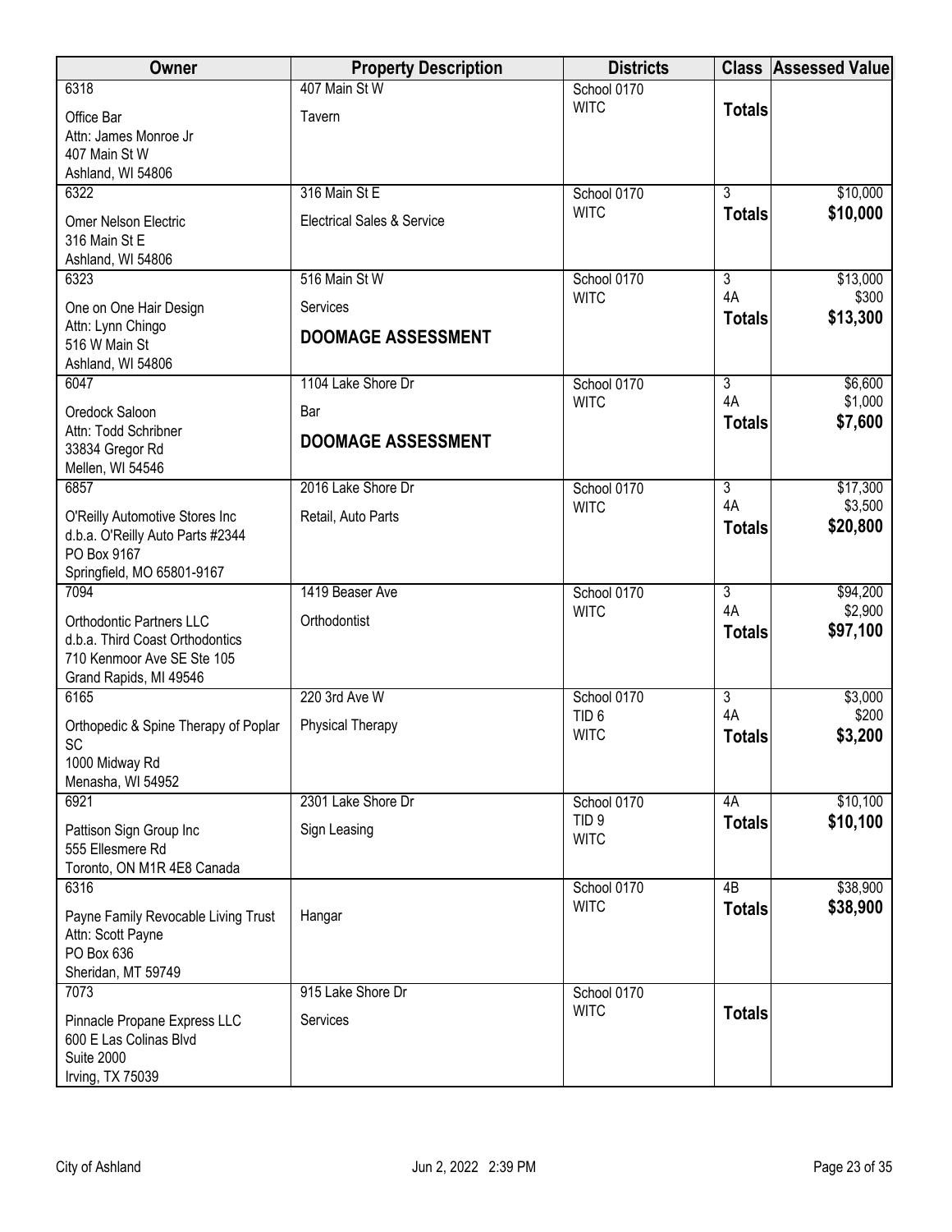| Owner | Property Description | Districts | Class | Assessed Value |
|---|---|---|---|---|
| 6318<br>Office Bar<br>Attn: James Monroe Jr<br>407 Main St W<br>Ashland, WI 54806 | 407 Main St W<br>Tavern | School 0170<br>WITC | **Totals** | |
| 6322<br>Omer Nelson Electric<br>316 Main St E<br>Ashland, WI 54806 | 316 Main St E<br>Electrical Sales & Service | School 0170<br>WITC | 3<br>**Totals** | $10,000<br>**$10,000** |
| 6323<br>One on One Hair Design<br>Attn: Lynn Chingo<br>516 W Main St<br>Ashland, WI 54806 | 516 Main St W<br>Services<br>**DOOMAGE ASSESSMENT** | School 0170<br>WITC | 3<br>4A<br>**Totals** | $13,000<br>$300<br>**$13,300** |
| 6047<br>Oredock Saloon<br>Attn: Todd Schribner<br>33834 Gregor Rd<br>Mellen, WI 54546 | 1104 Lake Shore Dr<br>Bar<br>**DOOMAGE ASSESSMENT** | School 0170<br>WITC | 3<br>4A<br>**Totals** | $6,600<br>$1,000<br>**$7,600** |
| 6857<br>O'Reilly Automotive Stores Inc<br>d.b.a. O'Reilly Auto Parts #2344<br>PO Box 9167<br>Springfield, MO 65801-9167 | 2016 Lake Shore Dr<br>Retail, Auto Parts | School 0170<br>WITC | 3<br>4A<br>**Totals** | $17,300<br>$3,500<br>**$20,800** |
| 7094<br>Orthodontic Partners LLC<br>d.b.a. Third Coast Orthodontics<br>710 Kenmoor Ave SE Ste 105<br>Grand Rapids, MI 49546 | 1419 Beaser Ave<br>Orthodontist | School 0170<br>WITC | 3<br>4A<br>**Totals** | $94,200<br>$2,900<br>**$97,100** |
| 6165<br>Orthopedic & Spine Therapy of Poplar SC<br>1000 Midway Rd<br>Menasha, WI 54952 | 220 3rd Ave W<br>Physical Therapy | School 0170<br>TID 6<br>WITC | 3<br>4A<br>**Totals** | $3,000<br>$200<br>**$3,200** |
| 6921<br>Pattison Sign Group Inc<br>555 Ellesmere Rd<br>Toronto, ON M1R 4E8 Canada | 2301 Lake Shore Dr<br>Sign Leasing | School 0170<br>TID 9<br>WITC | 4A<br>**Totals** | $10,100<br>**$10,100** |
| 6316<br>Payne Family Revocable Living Trust<br>Attn: Scott Payne<br>PO Box 636<br>Sheridan, MT 59749 | Hangar | School 0170<br>WITC | 4B<br>**Totals** | $38,900<br>**$38,900** |
| 7073<br>Pinnacle Propane Express LLC<br>600 E Las Colinas Blvd<br>Suite 2000<br>Irving, TX 75039 | 915 Lake Shore Dr<br>Services | School 0170<br>WITC | **Totals** | |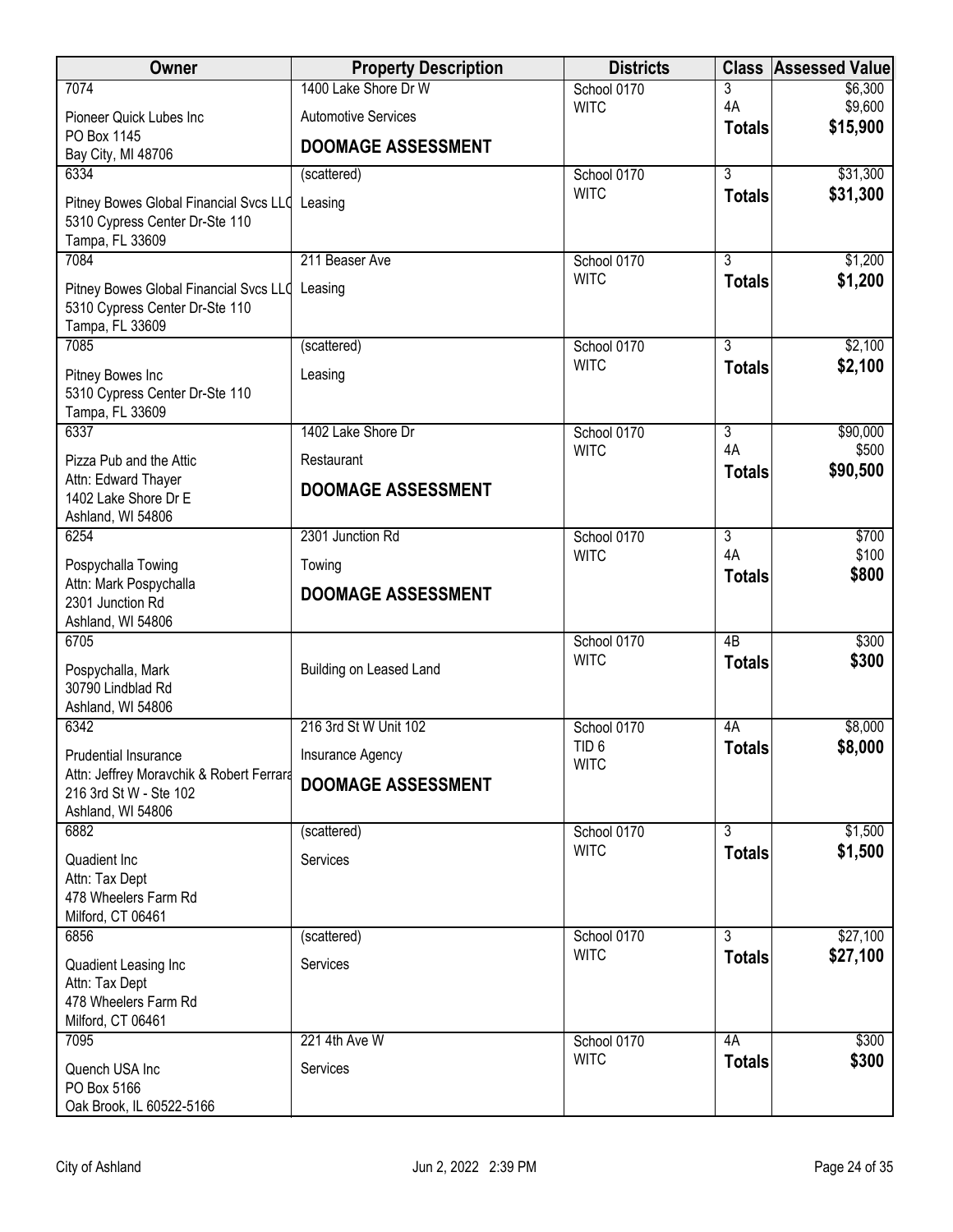| Owner | Property Description | Districts | Class | Assessed Value |
|---|---|---|---|---|
| 7074<br>Pioneer Quick Lubes Inc<br>PO Box 1145<br>Bay City, MI 48706 | 1400 Lake Shore Dr W<br>Automotive Services<br>**DOOMAGE ASSESSMENT** | School 0170<br>WITC | 3<br>4A<br>**Totals** | \$6,300<br>\$9,600<br>**\$15,900** |
| 6334<br>Pitney Bowes Global Financial Svcs LLC<br>5310 Cypress Center Dr-Ste 110<br>Tampa, FL 33609 | (scattered)<br>Leasing | School 0170<br>WITC | 3<br>**Totals** | \$31,300<br>**\$31,300** |
| 7084<br>Pitney Bowes Global Financial Svcs LLC<br>5310 Cypress Center Dr-Ste 110<br>Tampa, FL 33609 | 211 Beaser Ave<br>Leasing | School 0170<br>WITC | 3<br>**Totals** | \$1,200<br>**\$1,200** |
| 7085<br>Pitney Bowes Inc<br>5310 Cypress Center Dr-Ste 110<br>Tampa, FL 33609 | (scattered)<br>Leasing | School 0170<br>WITC | 3<br>**Totals** | \$2,100<br>**\$2,100** |
| 6337<br>Pizza Pub and the Attic<br>Attn: Edward Thayer<br>1402 Lake Shore Dr E<br>Ashland, WI 54806 | 1402 Lake Shore Dr<br>Restaurant<br>**DOOMAGE ASSESSMENT** | School 0170<br>WITC | 3<br>4A<br>**Totals** | \$90,000<br>\$500<br>**\$90,500** |
| 6254<br>Pospychalla Towing<br>Attn: Mark Pospychalla<br>2301 Junction Rd<br>Ashland, WI 54806 | 2301 Junction Rd<br>Towing<br>**DOOMAGE ASSESSMENT** | School 0170<br>WITC | 3<br>4A<br>**Totals** | \$700<br>\$100<br>**\$800** |
| 6705<br>Pospychalla, Mark<br>30790 Lindblad Rd<br>Ashland, WI 54806 | Building on Leased Land | School 0170<br>WITC | 4B<br>**Totals** | \$300<br>**\$300** |
| 6342<br>Prudential Insurance<br>Attn: Jeffrey Moravchik & Robert Ferrara<br>216 3rd St W - Ste 102<br>Ashland, WI 54806 | 216 3rd St W Unit 102<br>Insurance Agency<br>**DOOMAGE ASSESSMENT** | School 0170<br>TID 6<br>WITC | 4A<br>**Totals** | \$8,000<br>**\$8,000** |
| 6882<br>Quadient Inc<br>Attn: Tax Dept<br>478 Wheelers Farm Rd<br>Milford, CT 06461 | (scattered)<br>Services | School 0170<br>WITC | 3<br>**Totals** | \$1,500<br>**\$1,500** |
| 6856<br>Quadient Leasing Inc<br>Attn: Tax Dept<br>478 Wheelers Farm Rd<br>Milford, CT 06461 | (scattered)<br>Services | School 0170<br>WITC | 3<br>**Totals** | \$27,100<br>**\$27,100** |
| 7095<br>Quench USA Inc<br>PO Box 5166<br>Oak Brook, IL 60522-5166 | 221 4th Ave W<br>Services | School 0170<br>WITC | 4A<br>**Totals** | \$300<br>**\$300** |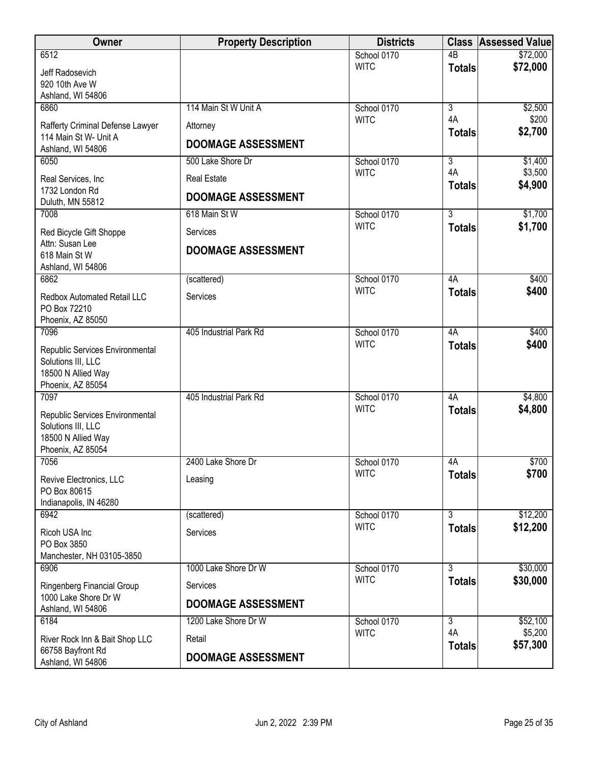| Owner | Property Description | Districts | Class | Assessed Value |
|---|---|---|---|---|
| 6512<br>Jeff Radosevich<br>920 10th Ave W<br>Ashland, WI 54806 | | School 0170<br>WITC | 4B<br>**Totals** | $72,000<br>**$72,000** |
| 6860<br>Rafferty Criminal Defense Lawyer<br>114 Main St W- Unit A<br>Ashland, WI 54806 | 114 Main St W Unit A<br>Attorney<br>**DOOMAGE ASSESSMENT** | School 0170<br>WITC | 3<br>4A<br>**Totals** | $2,500<br>$200<br>**$2,700** |
| 6050<br>Real Services, Inc<br>1732 London Rd<br>Duluth, MN 55812 | 500 Lake Shore Dr<br>Real Estate<br>**DOOMAGE ASSESSMENT** | School 0170<br>WITC | 3<br>4A<br>**Totals** | $1,400<br>$3,500<br>**$4,900** |
| 7008<br>Red Bicycle Gift Shoppe<br>Attn: Susan Lee<br>618 Main St W<br>Ashland, WI 54806 | 618 Main St W<br>Services<br>**DOOMAGE ASSESSMENT** | School 0170<br>WITC | 3<br>**Totals** | $1,700<br>**$1,700** |
| 6862<br>Redbox Automated Retail LLC<br>PO Box 72210<br>Phoenix, AZ 85050 | (scattered)<br>Services | School 0170<br>WITC | 4A<br>**Totals** | $400<br>**$400** |
| 7096<br>Republic Services Environmental Solutions III, LLC<br>18500 N Allied Way<br>Phoenix, AZ 85054 | 405 Industrial Park Rd | School 0170<br>WITC | 4A<br>**Totals** | $400<br>**$400** |
| 7097<br>Republic Services Environmental Solutions III, LLC<br>18500 N Allied Way<br>Phoenix, AZ 85054 | 405 Industrial Park Rd | School 0170<br>WITC | 4A<br>**Totals** | $4,800<br>**$4,800** |
| 7056<br>Revive Electronics, LLC<br>PO Box 80615<br>Indianapolis, IN 46280 | 2400 Lake Shore Dr<br>Leasing | School 0170<br>WITC | 4A<br>**Totals** | $700<br>**$700** |
| 6942<br>Ricoh USA Inc<br>PO Box 3850<br>Manchester, NH 03105-3850 | (scattered)<br>Services | School 0170<br>WITC | 3<br>**Totals** | $12,200<br>**$12,200** |
| 6906<br>Ringenberg Financial Group<br>1000 Lake Shore Dr W<br>Ashland, WI 54806 | 1000 Lake Shore Dr W<br>Services<br>**DOOMAGE ASSESSMENT** | School 0170<br>WITC | 3<br>**Totals** | $30,000<br>**$30,000** |
| 6184<br>River Rock Inn & Bait Shop LLC<br>66758 Bayfront Rd<br>Ashland, WI 54806 | 1200 Lake Shore Dr W<br>Retail<br>**DOOMAGE ASSESSMENT** | School 0170<br>WITC | 3<br>4A<br>**Totals** | $52,100<br>$5,200<br>**$57,300** |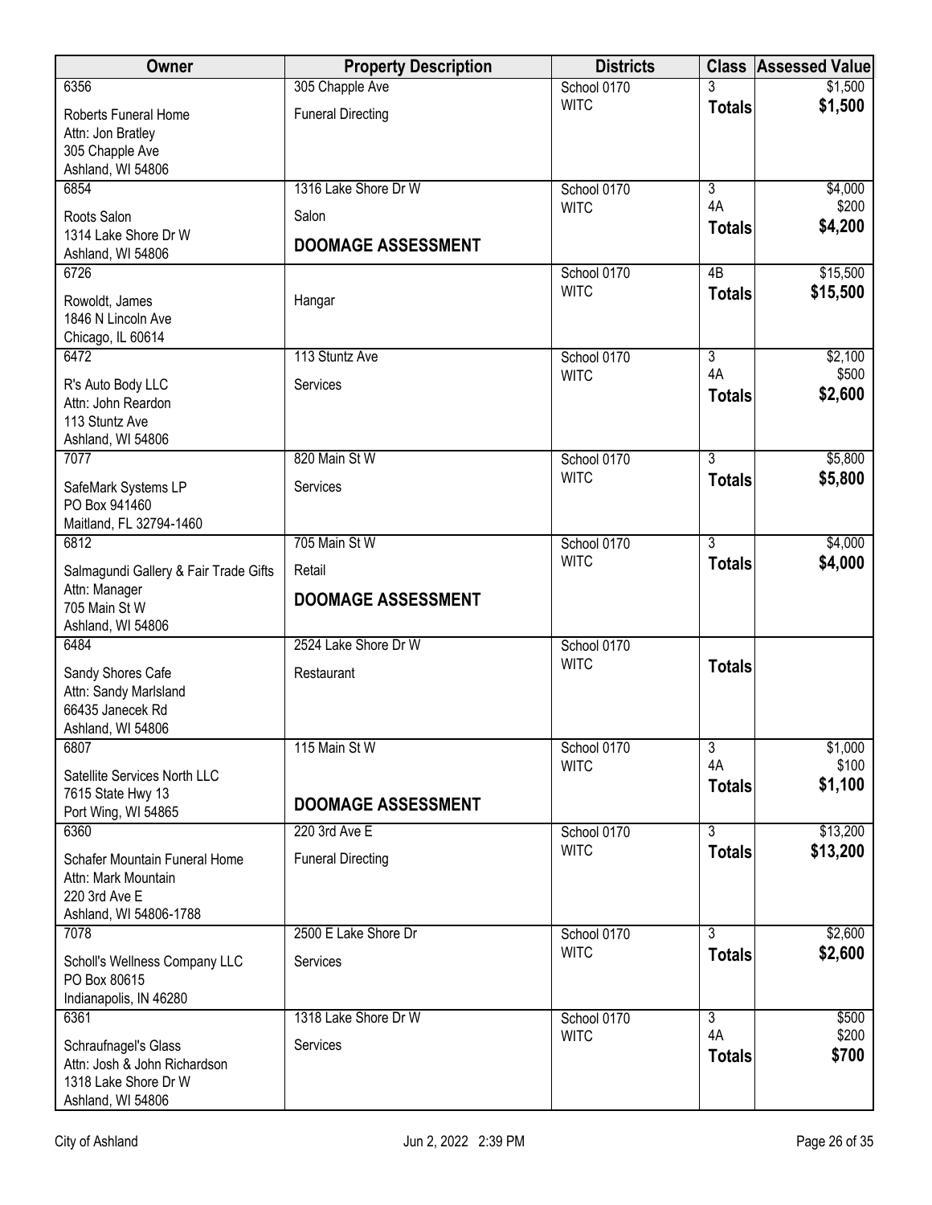| Owner | Property Description | Districts | Class | Assessed Value |
|---|---|---|---|---|
| 6356<br>Roberts Funeral Home<br>Attn: Jon Bratley<br>305 Chapple Ave<br>Ashland, WI 54806 | 305 Chapple Ave<br>Funeral Directing | School 0170<br>WITC | 3<br>**Totals** | $1,500<br>**$1,500** |
| 6854<br>Roots Salon<br>1314 Lake Shore Dr W<br>Ashland, WI 54806 | 1316 Lake Shore Dr W<br>Salon<br>**DOOMAGE ASSESSMENT** | School 0170<br>WITC | 3<br>4A<br>**Totals** | $4,000<br>$200<br>**$4,200** |
| 6726<br>Rowoldt, James<br>1846 N Lincoln Ave<br>Chicago, IL 60614 | <br>Hangar | School 0170<br>WITC | 4B<br>**Totals** | $15,500<br>**$15,500** |
| 6472<br>R's Auto Body LLC<br>Attn: John Reardon<br>113 Stuntz Ave<br>Ashland, WI 54806 | 113 Stuntz Ave<br>Services | School 0170<br>WITC | 3<br>4A<br>**Totals** | $2,100<br>$500<br>**$2,600** |
| 7077<br>SafeMark Systems LP<br>PO Box 941460<br>Maitland, FL 32794-1460 | 820 Main St W<br>Services | School 0170<br>WITC | 3<br>**Totals** | $5,800<br>**$5,800** |
| 6812<br>Salmagundi Gallery & Fair Trade Gifts<br>Attn: Manager<br>705 Main St W<br>Ashland, WI 54806 | 705 Main St W<br>Retail<br>**DOOMAGE ASSESSMENT** | School 0170<br>WITC | 3<br>**Totals** | $4,000<br>**$4,000** |
| 6484<br>Sandy Shores Cafe<br>Attn: Sandy Marlsland<br>66435 Janecek Rd<br>Ashland, WI 54806 | 2524 Lake Shore Dr W<br>Restaurant | School 0170<br>WITC | **Totals** | |
| 6807<br>Satellite Services North LLC<br>7615 State Hwy 13<br>Port Wing, WI 54865 | 115 Main St W<br>**DOOMAGE ASSESSMENT** | School 0170<br>WITC | 3<br>4A<br>**Totals** | $1,000<br>$100<br>**$1,100** |
| 6360<br>Schafer Mountain Funeral Home<br>Attn: Mark Mountain<br>220 3rd Ave E<br>Ashland, WI 54806-1788 | 220 3rd Ave E<br>Funeral Directing | School 0170<br>WITC | 3<br>**Totals** | $13,200<br>**$13,200** |
| 7078<br>Scholl's Wellness Company LLC<br>PO Box 80615<br>Indianapolis, IN 46280 | 2500 E Lake Shore Dr<br>Services | School 0170<br>WITC | 3<br>**Totals** | $2,600<br>**$2,600** |
| 6361<br>Schraufnagel's Glass<br>Attn: Josh & John Richardson<br>1318 Lake Shore Dr W<br>Ashland, WI 54806 | 1318 Lake Shore Dr W<br>Services | School 0170<br>WITC | 3<br>4A<br>**Totals** | $500<br>$200<br>**$700** |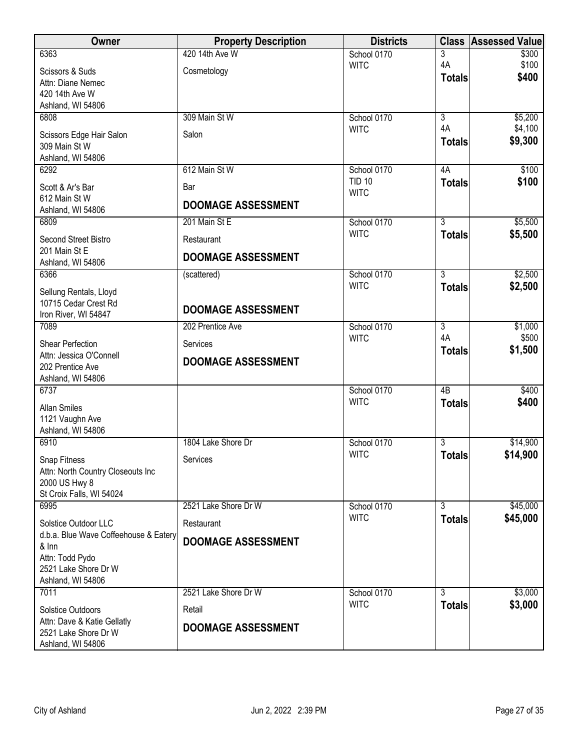| Owner | Property Description | Districts | Class | Assessed Value |
|---|---|---|---|---|
| 6363<br>Scissors & Suds<br>Attn: Diane Nemec<br>420 14th Ave W<br>Ashland, WI 54806 | 420 14th Ave W<br>Cosmetology | School 0170<br>WITC | 3<br>4A<br>**Totals** | $300<br>$100<br>**$400** |
| 6808<br>Scissors Edge Hair Salon<br>309 Main St W<br>Ashland, WI 54806 | 309 Main St W<br>Salon | School 0170<br>WITC | 3<br>4A<br>**Totals** | $5,200<br>$4,100<br>**$9,300** |
| 6292<br>Scott & Ar's Bar<br>612 Main St W<br>Ashland, WI 54806 | 612 Main St W<br>Bar<br>**DOOMAGE ASSESSMENT** | School 0170<br>TID 10<br>WITC | 4A<br>**Totals** | $100<br>**$100** |
| 6809<br>Second Street Bistro<br>201 Main St E<br>Ashland, WI 54806 | 201 Main St E<br>Restaurant<br>**DOOMAGE ASSESSMENT** | School 0170<br>WITC | 3<br>**Totals** | $5,500<br>**$5,500** |
| 6366<br>Sellung Rentals, Lloyd<br>10715 Cedar Crest Rd<br>Iron River, WI 54847 | (scattered)<br>**DOOMAGE ASSESSMENT** | School 0170<br>WITC | 3<br>**Totals** | $2,500<br>**$2,500** |
| 7089<br>Shear Perfection<br>Attn: Jessica O'Connell<br>202 Prentice Ave<br>Ashland, WI 54806 | 202 Prentice Ave<br>Services<br>**DOOMAGE ASSESSMENT** | School 0170<br>WITC | 3<br>4A<br>**Totals** | $1,000<br>$500<br>**$1,500** |
| 6737<br>Allan Smiles<br>1121 Vaughn Ave<br>Ashland, WI 54806 | | School 0170<br>WITC | 4B<br>**Totals** | $400<br>**$400** |
| 6910<br>Snap Fitness<br>Attn: North Country Closeouts Inc<br>2000 US Hwy 8<br>St Croix Falls, WI 54024 | 1804 Lake Shore Dr<br>Services | School 0170<br>WITC | 3<br>**Totals** | $14,900<br>**$14,900** |
| 6995<br>Solstice Outdoor LLC<br>d.b.a. Blue Wave Coffeehouse & Eatery & Inn<br>Attn: Todd Pydo<br>2521 Lake Shore Dr W<br>Ashland, WI 54806 | 2521 Lake Shore Dr W<br>Restaurant<br>**DOOMAGE ASSESSMENT** | School 0170<br>WITC | 3<br>**Totals** | $45,000<br>**$45,000** |
| 7011<br>Solstice Outdoors<br>Attn: Dave & Katie Gellatly<br>2521 Lake Shore Dr W<br>Ashland, WI 54806 | 2521 Lake Shore Dr W<br>Retail<br>**DOOMAGE ASSESSMENT** | School 0170<br>WITC | 3<br>**Totals** | $3,000<br>**$3,000** |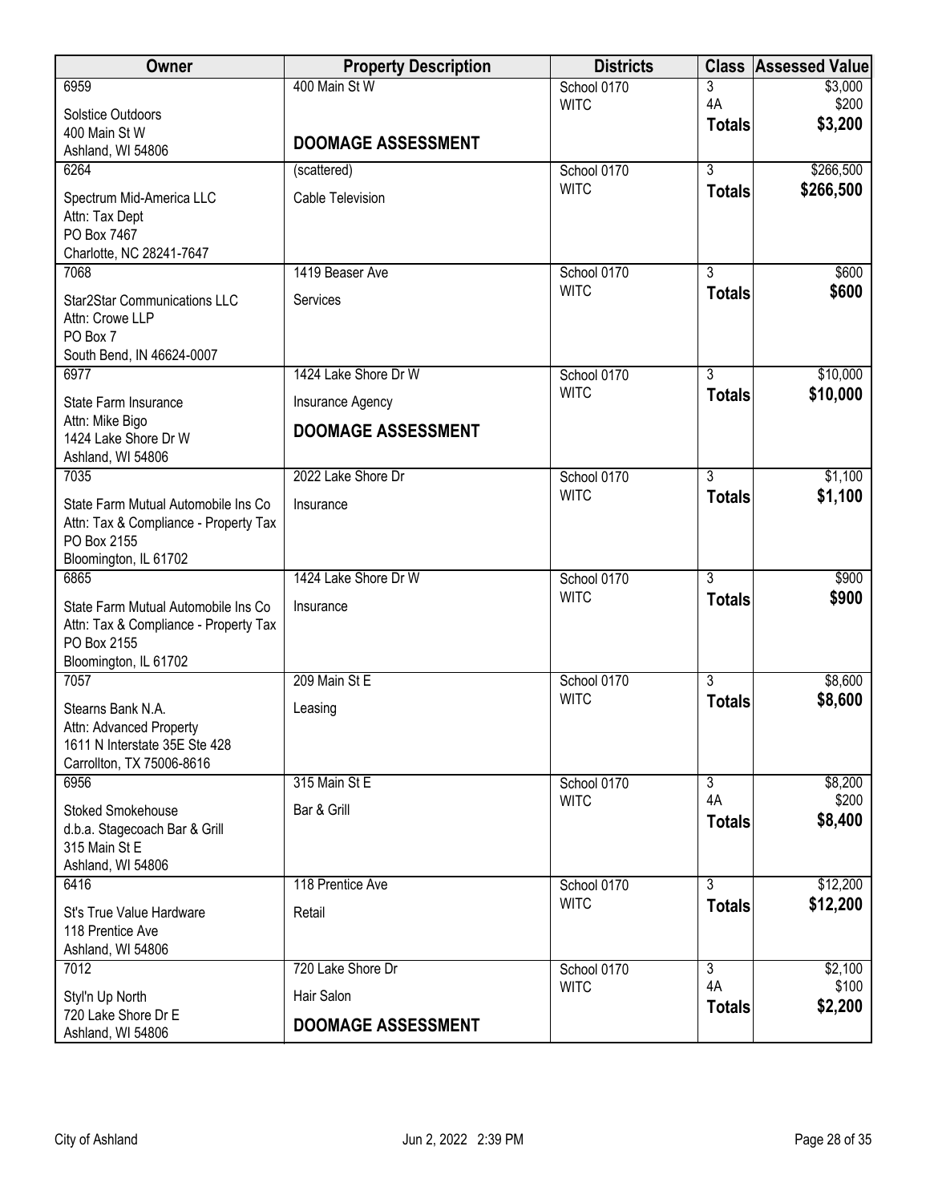| Owner | Property Description | Districts | Class | Assessed Value |
|---|---|---|---|---|
| 6959<br>Solstice Outdoors<br>400 Main St W<br>Ashland, WI 54806 | 400 Main St W<br><br>**DOOMAGE ASSESSMENT** | School 0170<br>WITC | 3<br>4A<br>**Totals** | \$3,000<br>\$200<br>**\$3,200** |
| 6264<br>Spectrum Mid-America LLC<br>Attn: Tax Dept<br>PO Box 7467<br>Charlotte, NC 28241-7647 | (scattered)<br>Cable Television | School 0170<br>WITC | 3<br>**Totals** | \$266,500<br>**\$266,500** |
| 7068<br>Star2Star Communications LLC<br>Attn: Crowe LLP<br>PO Box 7<br>South Bend, IN 46624-0007 | 1419 Beaser Ave<br>Services | School 0170<br>WITC | 3<br>**Totals** | \$600<br>**\$600** |
| 6977<br>State Farm Insurance<br>Attn: Mike Bigo<br>1424 Lake Shore Dr W<br>Ashland, WI 54806 | 1424 Lake Shore Dr W<br>Insurance Agency<br>**DOOMAGE ASSESSMENT** | School 0170<br>WITC | 3<br>**Totals** | \$10,000<br>**\$10,000** |
| 7035<br>State Farm Mutual Automobile Ins Co<br>Attn: Tax & Compliance - Property Tax<br>PO Box 2155<br>Bloomington, IL 61702 | 2022 Lake Shore Dr<br>Insurance | School 0170<br>WITC | 3<br>**Totals** | \$1,100<br>**\$1,100** |
| 6865<br>State Farm Mutual Automobile Ins Co<br>Attn: Tax & Compliance - Property Tax<br>PO Box 2155<br>Bloomington, IL 61702 | 1424 Lake Shore Dr W<br>Insurance | School 0170<br>WITC | 3<br>**Totals** | \$900<br>**\$900** |
| 7057<br>Stearns Bank N.A.<br>Attn: Advanced Property<br>1611 N Interstate 35E Ste 428<br>Carrollton, TX 75006-8616 | 209 Main St E<br>Leasing | School 0170<br>WITC | 3<br>**Totals** | \$8,600<br>**\$8,600** |
| 6956<br>Stoked Smokehouse<br>d.b.a. Stagecoach Bar & Grill<br>315 Main St E<br>Ashland, WI 54806 | 315 Main St E<br>Bar & Grill | School 0170<br>WITC | 3<br>4A<br>**Totals** | \$8,200<br>\$200<br>**\$8,400** |
| 6416<br>St's True Value Hardware<br>118 Prentice Ave<br>Ashland, WI 54806 | 118 Prentice Ave<br>Retail | School 0170<br>WITC | 3<br>**Totals** | \$12,200<br>**\$12,200** |
| 7012<br>Styl'n Up North<br>720 Lake Shore Dr E<br>Ashland, WI 54806 | 720 Lake Shore Dr<br>Hair Salon<br>**DOOMAGE ASSESSMENT** | School 0170<br>WITC | 3<br>4A<br>**Totals** | \$2,100<br>\$100<br>**\$2,200** |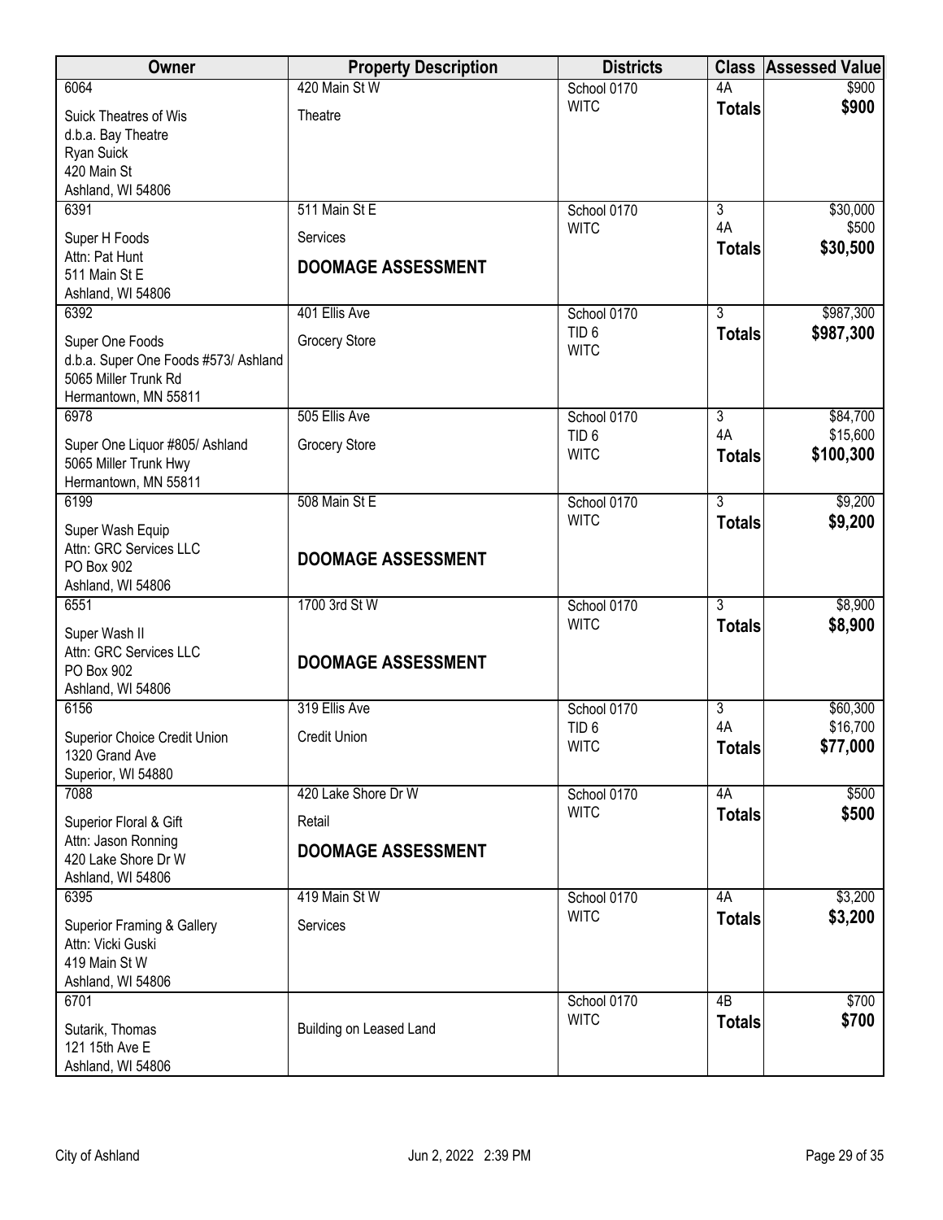| Owner | Property Description | Districts | Class | Assessed Value |
|---|---|---|---|---|
| 6064<br>Suick Theatres of Wis<br>d.b.a. Bay Theatre<br>Ryan Suick<br>420 Main St<br>Ashland, WI 54806 | 420 Main St W<br>Theatre | School 0170<br>WITC | 4A<br>**Totals** | $900<br>**$900** |
| 6391<br>Super H Foods<br>Attn: Pat Hunt<br>511 Main St E<br>Ashland, WI 54806 | 511 Main St E<br>Services<br>**DOOMAGE ASSESSMENT** | School 0170<br>WITC | 3<br>4A<br>**Totals** | $30,000<br>$500<br>**$30,500** |
| 6392<br>Super One Foods<br>d.b.a. Super One Foods #573/ Ashland<br>5065 Miller Trunk Rd<br>Hermantown, MN 55811 | 401 Ellis Ave<br>Grocery Store | School 0170<br>TID 6<br>WITC | 3<br>**Totals** | $987,300<br>**$987,300** |
| 6978<br>Super One Liquor #805/ Ashland<br>5065 Miller Trunk Hwy<br>Hermantown, MN 55811 | 505 Ellis Ave<br>Grocery Store | School 0170<br>TID 6<br>WITC | 3<br>4A<br>**Totals** | $84,700<br>$15,600<br>**$100,300** |
| 6199<br>Super Wash Equip<br>Attn: GRC Services LLC<br>PO Box 902<br>Ashland, WI 54806 | 508 Main St E<br>**DOOMAGE ASSESSMENT** | School 0170<br>WITC | 3<br>**Totals** | $9,200<br>**$9,200** |
| 6551<br>Super Wash II<br>Attn: GRC Services LLC<br>PO Box 902<br>Ashland, WI 54806 | 1700 3rd St W<br>**DOOMAGE ASSESSMENT** | School 0170<br>WITC | 3<br>**Totals** | $8,900<br>**$8,900** |
| 6156<br>Superior Choice Credit Union<br>1320 Grand Ave<br>Superior, WI 54880 | 319 Ellis Ave<br>Credit Union | School 0170<br>TID 6<br>WITC | 3<br>4A<br>**Totals** | $60,300<br>$16,700<br>**$77,000** |
| 7088<br>Superior Floral & Gift<br>Attn: Jason Ronning<br>420 Lake Shore Dr W<br>Ashland, WI 54806 | 420 Lake Shore Dr W<br>Retail<br>**DOOMAGE ASSESSMENT** | School 0170<br>WITC | 4A<br>**Totals** | $500<br>**$500** |
| 6395<br>Superior Framing & Gallery<br>Attn: Vicki Guski<br>419 Main St W<br>Ashland, WI 54806 | 419 Main St W<br>Services | School 0170<br>WITC | 4A<br>**Totals** | $3,200<br>**$3,200** |
| 6701<br>Sutarik, Thomas<br>121 15th Ave E<br>Ashland, WI 54806 | Building on Leased Land | School 0170<br>WITC | 4B<br>**Totals** | $700<br>**$700** |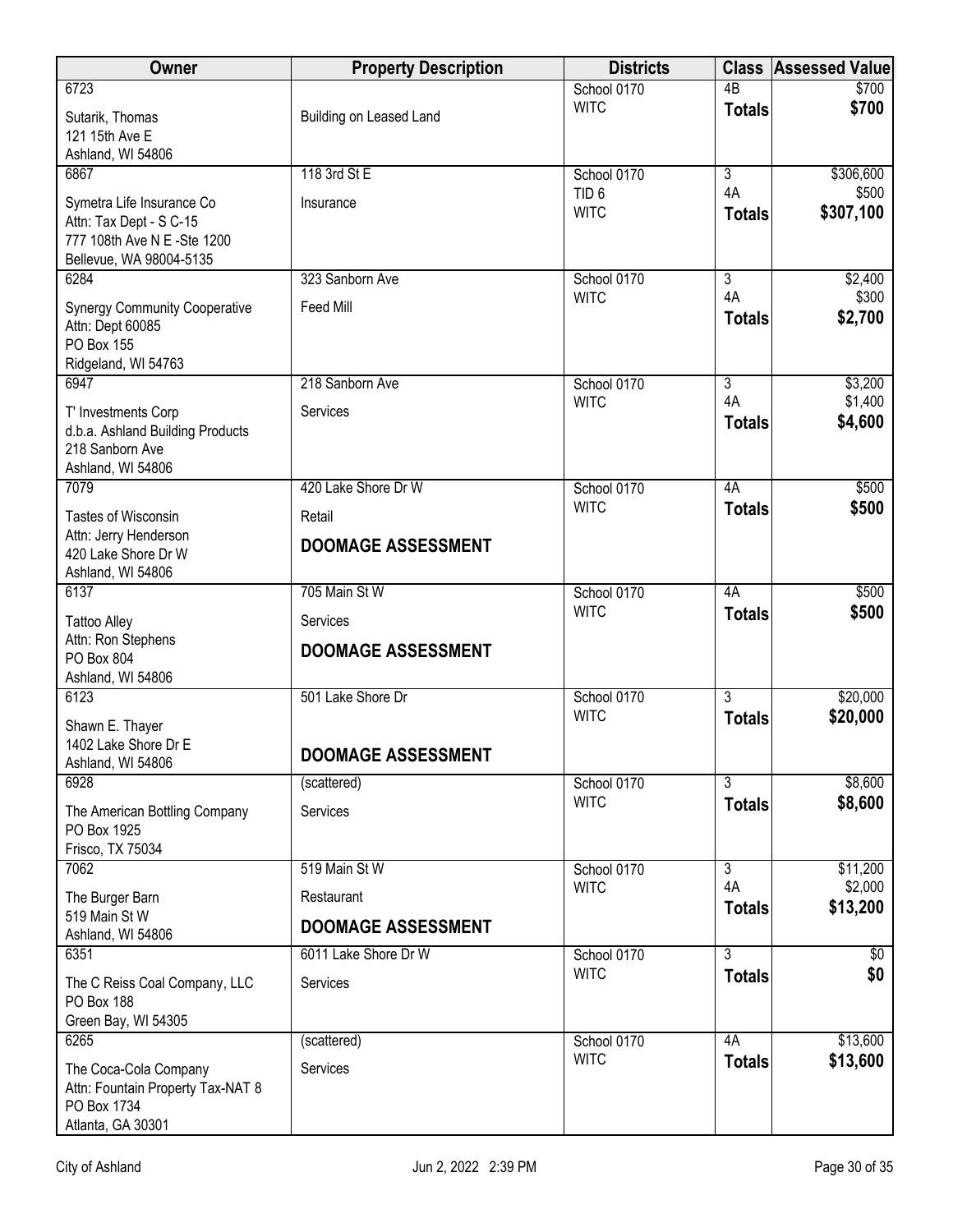| Owner | Property Description | Districts | Class | Assessed Value |
|---|---|---|---|---|
| 6723<br>Sutarik, Thomas<br>121 15th Ave E<br>Ashland, WI 54806 | Building on Leased Land | School 0170<br>WITC | 4B<br>**Totals** | $700<br>**$700** |
| 6867<br>Symetra Life Insurance Co<br>Attn: Tax Dept - S C-15<br>777 108th Ave N E -Ste 1200<br>Bellevue, WA 98004-5135 | 118 3rd St E<br>Insurance | School 0170<br>TID 6<br>WITC | 3<br>4A<br>**Totals** | $306,600<br>$500<br>**$307,100** |
| 6284<br>Synergy Community Cooperative<br>Attn: Dept 60085<br>PO Box 155<br>Ridgeland, WI 54763 | 323 Sanborn Ave<br>Feed Mill | School 0170<br>WITC | 3<br>4A<br>**Totals** | $2,400<br>$300<br>**$2,700** |
| 6947<br>T' Investments Corp<br>d.b.a. Ashland Building Products<br>218 Sanborn Ave<br>Ashland, WI 54806 | 218 Sanborn Ave<br>Services | School 0170<br>WITC | 3<br>4A<br>**Totals** | $3,200<br>$1,400<br>**$4,600** |
| 7079<br>Tastes of Wisconsin<br>Attn: Jerry Henderson<br>420 Lake Shore Dr W<br>Ashland, WI 54806 | 420 Lake Shore Dr W<br>Retail<br>**DOOMAGE ASSESSMENT** | School 0170<br>WITC | 4A<br>**Totals** | $500<br>**$500** |
| 6137<br>Tattoo Alley<br>Attn: Ron Stephens<br>PO Box 804<br>Ashland, WI 54806 | 705 Main St W<br>Services<br>**DOOMAGE ASSESSMENT** | School 0170<br>WITC | 4A<br>**Totals** | $500<br>**$500** |
| 6123<br>Shawn E. Thayer<br>1402 Lake Shore Dr E<br>Ashland, WI 54806 | 501 Lake Shore Dr<br>**DOOMAGE ASSESSMENT** | School 0170<br>WITC | 3<br>**Totals** | $20,000<br>**$20,000** |
| 6928<br>The American Bottling Company<br>PO Box 1925<br>Frisco, TX 75034 | (scattered)<br>Services | School 0170<br>WITC | 3<br>**Totals** | $8,600<br>**$8,600** |
| 7062<br>The Burger Barn<br>519 Main St W<br>Ashland, WI 54806 | 519 Main St W<br>Restaurant<br>**DOOMAGE ASSESSMENT** | School 0170<br>WITC | 3<br>4A<br>**Totals** | $11,200<br>$2,000<br>**$13,200** |
| 6351<br>The C Reiss Coal Company, LLC<br>PO Box 188<br>Green Bay, WI 54305 | 6011 Lake Shore Dr W<br>Services | School 0170<br>WITC | 3<br>**Totals** | $0<br>**$0** |
| 6265<br>The Coca-Cola Company<br>Attn: Fountain Property Tax-NAT 8<br>PO Box 1734<br>Atlanta, GA 30301 | (scattered)<br>Services | School 0170<br>WITC | 4A<br>**Totals** | $13,600<br>**$13,600** |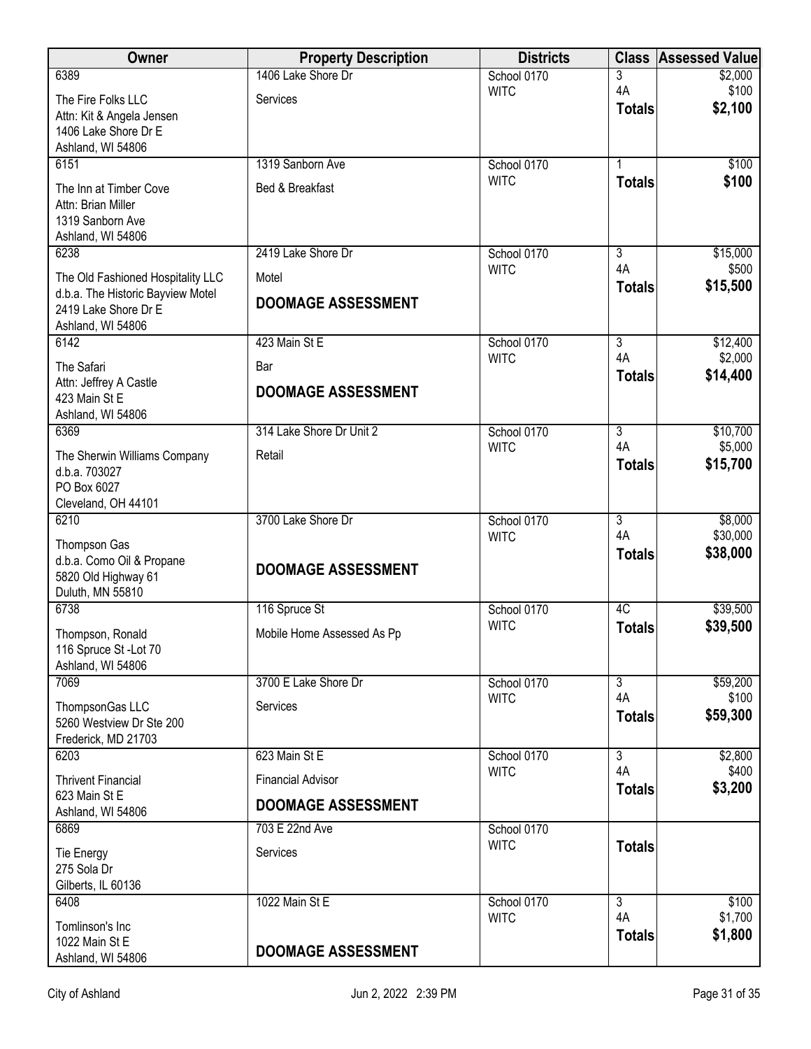| Owner | Property Description | Districts | Class | Assessed Value |
|---|---|---|---|---|
| 6389<br>The Fire Folks LLC<br>Attn: Kit & Angela Jensen<br>1406 Lake Shore Dr E<br>Ashland, WI 54806 | 1406 Lake Shore Dr<br>Services | School 0170<br>WITC | 3<br>4A<br>**Totals** | $2,000<br>$100<br>**$2,100** |
| 6151<br>The Inn at Timber Cove<br>Attn: Brian Miller<br>1319 Sanborn Ave<br>Ashland, WI 54806 | 1319 Sanborn Ave<br>Bed & Breakfast | School 0170<br>WITC | 1<br>**Totals** | $100<br>**$100** |
| 6238<br>The Old Fashioned Hospitality LLC<br>d.b.a. The Historic Bayview Motel<br>2419 Lake Shore Dr E<br>Ashland, WI 54806 | 2419 Lake Shore Dr<br>Motel<br>**DOOMAGE ASSESSMENT** | School 0170<br>WITC | 3<br>4A<br>**Totals** | $15,000<br>$500<br>**$15,500** |
| 6142<br>The Safari<br>Attn: Jeffrey A Castle<br>423 Main St E<br>Ashland, WI 54806 | 423 Main St E<br>Bar<br>**DOOMAGE ASSESSMENT** | School 0170<br>WITC | 3<br>4A<br>**Totals** | $12,400<br>$2,000<br>**$14,400** |
| 6369<br>The Sherwin Williams Company<br>d.b.a. 703027<br>PO Box 6027<br>Cleveland, OH 44101 | 314 Lake Shore Dr Unit 2<br>Retail | School 0170<br>WITC | 3<br>4A<br>**Totals** | $10,700<br>$5,000<br>**$15,700** |
| 6210<br>Thompson Gas<br>d.b.a. Como Oil & Propane<br>5820 Old Highway 61<br>Duluth, MN 55810 | 3700 Lake Shore Dr<br>**DOOMAGE ASSESSMENT** | School 0170<br>WITC | 3<br>4A<br>**Totals** | $8,000<br>$30,000<br>**$38,000** |
| 6738<br>Thompson, Ronald<br>116 Spruce St -Lot 70<br>Ashland, WI 54806 | 116 Spruce St<br>Mobile Home Assessed As Pp | School 0170<br>WITC | 4C<br>**Totals** | $39,500<br>**$39,500** |
| 7069<br>ThompsonGas LLC<br>5260 Westview Dr Ste 200<br>Frederick, MD 21703 | 3700 E Lake Shore Dr<br>Services | School 0170<br>WITC | 3<br>4A<br>**Totals** | $59,200<br>$100<br>**$59,300** |
| 6203<br>Thrivent Financial<br>623 Main St E<br>Ashland, WI 54806 | 623 Main St E<br>Financial Advisor<br>**DOOMAGE ASSESSMENT** | School 0170<br>WITC | 3<br>4A<br>**Totals** | $2,800<br>$400<br>**$3,200** |
| 6869<br>Tie Energy<br>275 Sola Dr<br>Gilberts, IL 60136 | 703 E 22nd Ave<br>Services | School 0170<br>WITC | **Totals** | |
| 6408<br>Tomlinson's Inc<br>1022 Main St E<br>Ashland, WI 54806 | 1022 Main St E<br>**DOOMAGE ASSESSMENT** | School 0170<br>WITC | 3<br>4A<br>**Totals** | $100<br>$1,700<br>**$1,800** |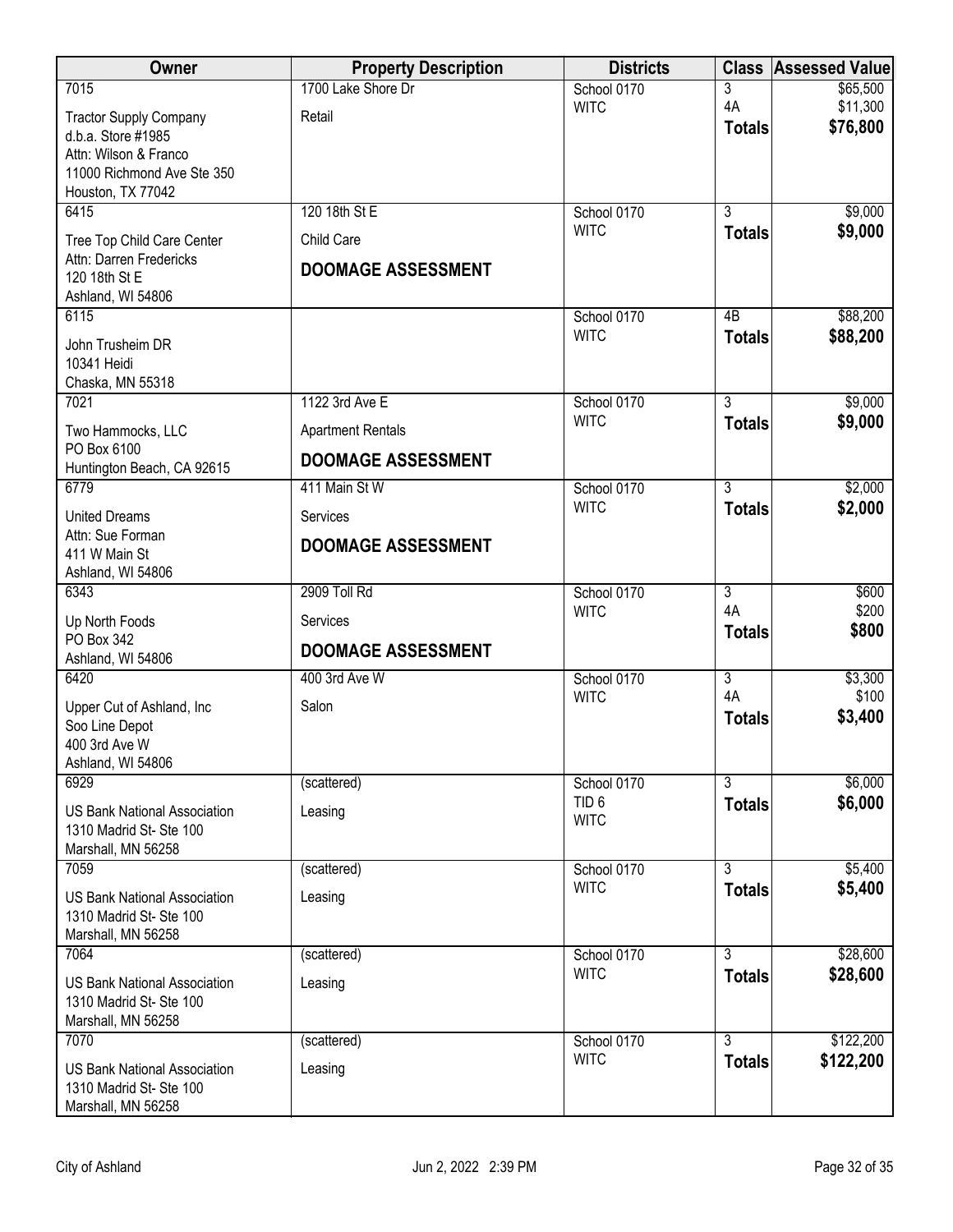| Owner | Property Description | Districts | Class | Assessed Value |
|---|---|---|---|---|
| 7015<br>Tractor Supply Company<br>d.b.a. Store #1985<br>Attn: Wilson & Franco<br>11000 Richmond Ave Ste 350<br>Houston, TX 77042 | 1700 Lake Shore Dr<br>Retail | School 0170<br>WITC | 3<br>4A<br>**Totals** | $65,500<br>$11,300<br>**$76,800** |
| 6415<br>Tree Top Child Care Center<br>Attn: Darren Fredericks<br>120 18th St E<br>Ashland, WI 54806 | 120 18th St E<br>Child Care<br>**DOOMAGE ASSESSMENT** | School 0170<br>WITC | 3<br>**Totals** | $9,000<br>**$9,000** |
| 6115<br>John Trusheim DR<br>10341 Heidi<br>Chaska, MN 55318 | | School 0170<br>WITC | 4B<br>**Totals** | $88,200<br>**$88,200** |
| 7021<br>Two Hammocks, LLC<br>PO Box 6100<br>Huntington Beach, CA 92615 | 1122 3rd Ave E<br>Apartment Rentals<br>**DOOMAGE ASSESSMENT** | School 0170<br>WITC | 3<br>**Totals** | $9,000<br>**$9,000** |
| 6779<br>United Dreams<br>Attn: Sue Forman<br>411 W Main St<br>Ashland, WI 54806 | 411 Main St W<br>Services<br>**DOOMAGE ASSESSMENT** | School 0170<br>WITC | 3<br>**Totals** | $2,000<br>**$2,000** |
| 6343<br>Up North Foods<br>PO Box 342<br>Ashland, WI 54806 | 2909 Toll Rd<br>Services<br>**DOOMAGE ASSESSMENT** | School 0170<br>WITC | 3<br>4A<br>**Totals** | $600<br>$200<br>**$800** |
| 6420<br>Upper Cut of Ashland, Inc<br>Soo Line Depot<br>400 3rd Ave W<br>Ashland, WI 54806 | 400 3rd Ave W<br>Salon | School 0170<br>WITC | 3<br>4A<br>**Totals** | $3,300<br>$100<br>**$3,400** |
| 6929<br>US Bank National Association<br>1310 Madrid St- Ste 100<br>Marshall, MN 56258 | (scattered)<br>Leasing | School 0170<br>TID 6<br>WITC | 3<br>**Totals** | $6,000<br>**$6,000** |
| 7059<br>US Bank National Association<br>1310 Madrid St- Ste 100<br>Marshall, MN 56258 | (scattered)<br>Leasing | School 0170<br>WITC | 3<br>**Totals** | $5,400<br>**$5,400** |
| 7064<br>US Bank National Association<br>1310 Madrid St- Ste 100<br>Marshall, MN 56258 | (scattered)<br>Leasing | School 0170<br>WITC | 3<br>**Totals** | $28,600<br>**$28,600** |
| 7070<br>US Bank National Association<br>1310 Madrid St- Ste 100<br>Marshall, MN 56258 | (scattered)<br>Leasing | School 0170<br>WITC | 3<br>**Totals** | $122,200<br>**$122,200** |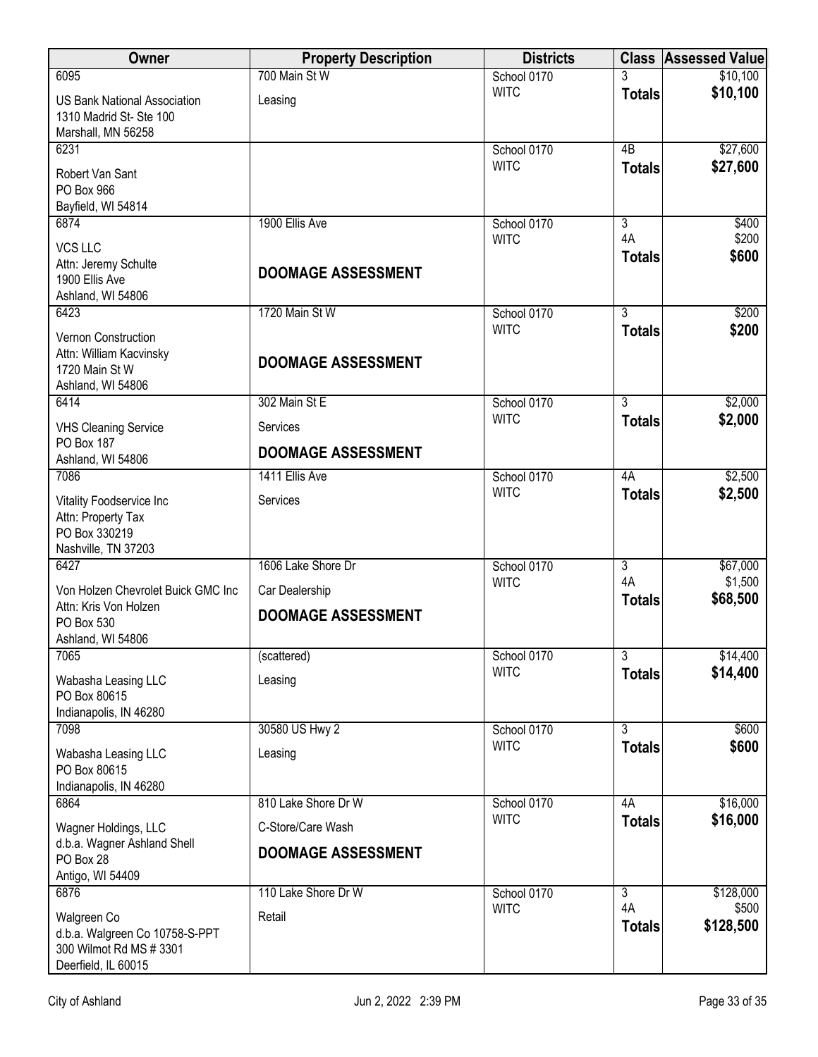| Owner | Property Description | Districts | Class | Assessed Value |
|---|---|---|---|---|
| 6095<br>US Bank National Association<br>1310 Madrid St- Ste 100<br>Marshall, MN 56258 | 700 Main St W<br>Leasing | School 0170<br>WITC | 3<br>**Totals** | $10,100<br>**$10,100** |
| 6231<br>Robert Van Sant<br>PO Box 966<br>Bayfield, WI 54814 | | School 0170<br>WITC | 4B<br>**Totals** | $27,600<br>**$27,600** |
| 6874<br>VCS LLC<br>Attn: Jeremy Schulte<br>1900 Ellis Ave<br>Ashland, WI 54806 | 1900 Ellis Ave<br>**DOOMAGE ASSESSMENT** | School 0170<br>WITC | 3<br>4A<br>**Totals** | $400<br>$200<br>**$600** |
| 6423<br>Vernon Construction<br>Attn: William Kacvinsky<br>1720 Main St W<br>Ashland, WI 54806 | 1720 Main St W<br>**DOOMAGE ASSESSMENT** | School 0170<br>WITC | 3<br>**Totals** | $200<br>**$200** |
| 6414<br>VHS Cleaning Service<br>PO Box 187<br>Ashland, WI 54806 | 302 Main St E<br>Services<br>**DOOMAGE ASSESSMENT** | School 0170<br>WITC | 3<br>**Totals** | $2,000<br>**$2,000** |
| 7086<br>Vitality Foodservice Inc<br>Attn: Property Tax<br>PO Box 330219<br>Nashville, TN 37203 | 1411 Ellis Ave<br>Services | School 0170<br>WITC | 4A<br>**Totals** | $2,500<br>**$2,500** |
| 6427<br>Von Holzen Chevrolet Buick GMC Inc<br>Attn: Kris Von Holzen<br>PO Box 530<br>Ashland, WI 54806 | 1606 Lake Shore Dr<br>Car Dealership<br>**DOOMAGE ASSESSMENT** | School 0170<br>WITC | 3<br>4A<br>**Totals** | $67,000<br>$1,500<br>**$68,500** |
| 7065<br>Wabasha Leasing LLC<br>PO Box 80615<br>Indianapolis, IN 46280 | (scattered)<br>Leasing | School 0170<br>WITC | 3<br>**Totals** | $14,400<br>**$14,400** |
| 7098<br>Wabasha Leasing LLC<br>PO Box 80615<br>Indianapolis, IN 46280 | 30580 US Hwy 2<br>Leasing | School 0170<br>WITC | 3<br>**Totals** | $600<br>**$600** |
| 6864<br>Wagner Holdings, LLC<br>d.b.a. Wagner Ashland Shell<br>PO Box 28<br>Antigo, WI 54409 | 810 Lake Shore Dr W<br>C-Store/Care Wash<br>**DOOMAGE ASSESSMENT** | School 0170<br>WITC | 4A<br>**Totals** | $16,000<br>**$16,000** |
| 6876<br>Walgreen Co<br>d.b.a. Walgreen Co 10758-S-PPT<br>300 Wilmot Rd MS # 3301<br>Deerfield, IL 60015 | 110 Lake Shore Dr W<br>Retail | School 0170<br>WITC | 3<br>4A<br>**Totals** | $128,000<br>$500<br>**$128,500** |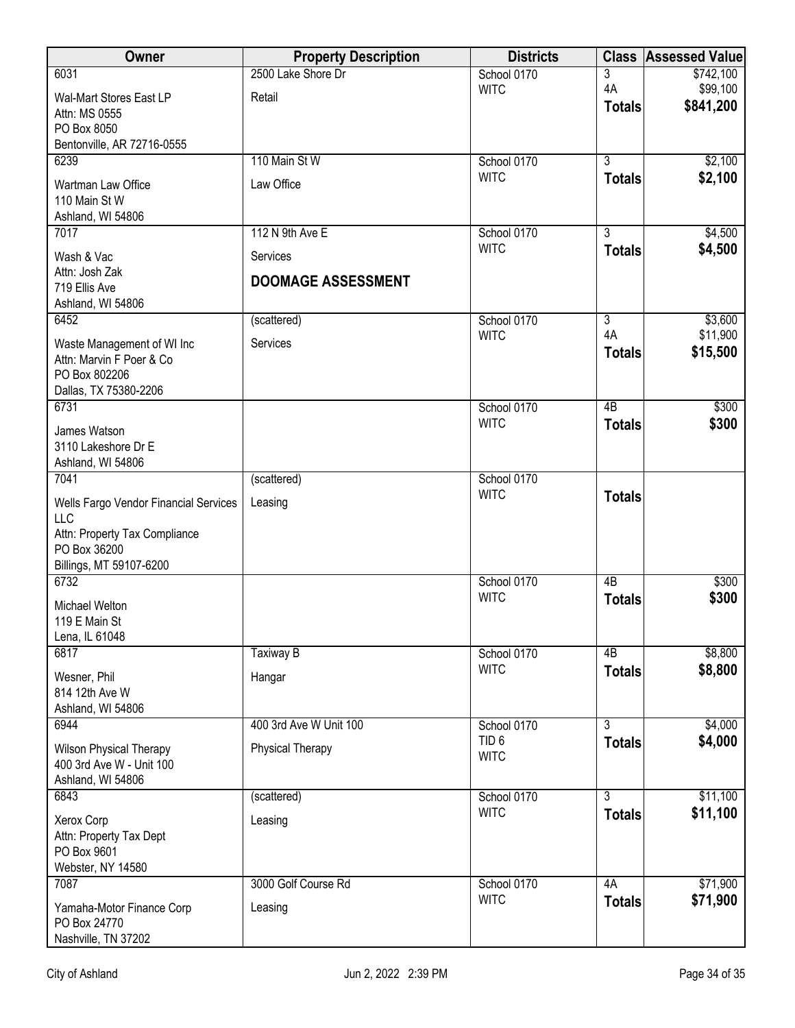| Owner | Property Description | Districts | Class | Assessed Value |
|---|---|---|---|---|
| 6031<br>Wal-Mart Stores East LP<br>Attn: MS 0555<br>PO Box 8050<br>Bentonville, AR 72716-0555 | 2500 Lake Shore Dr<br>Retail | School 0170<br>WITC | 3<br>4A<br>**Totals** | $742,100<br>$99,100<br>**$841,200** |
| 6239<br>Wartman Law Office<br>110 Main St W<br>Ashland, WI 54806 | 110 Main St W<br>Law Office | School 0170<br>WITC | 3<br>**Totals** | $2,100<br>**$2,100** |
| 7017<br>Wash & Vac<br>Attn: Josh Zak<br>719 Ellis Ave<br>Ashland, WI 54806 | 112 N 9th Ave E<br>Services<br>**DOOMAGE ASSESSMENT** | School 0170<br>WITC | 3<br>**Totals** | $4,500<br>**$4,500** |
| 6452<br>Waste Management of WI Inc<br>Attn: Marvin F Poer & Co<br>PO Box 802206<br>Dallas, TX 75380-2206 | (scattered)<br>Services | School 0170<br>WITC | 3<br>4A<br>**Totals** | $3,600<br>$11,900<br>**$15,500** |
| 6731<br>James Watson<br>3110 Lakeshore Dr E<br>Ashland, WI 54806 | | School 0170<br>WITC | 4B<br>**Totals** | $300<br>**$300** |
| 7041<br>Wells Fargo Vendor Financial Services LLC<br>Attn: Property Tax Compliance<br>PO Box 36200<br>Billings, MT 59107-6200 | (scattered)<br>Leasing | School 0170<br>WITC | **Totals** | |
| 6732<br>Michael Welton<br>119 E Main St<br>Lena, IL 61048 | | School 0170<br>WITC | 4B<br>**Totals** | $300<br>**$300** |
| 6817<br>Wesner, Phil<br>814 12th Ave W<br>Ashland, WI 54806 | Taxiway B<br>Hangar | School 0170<br>WITC | 4B<br>**Totals** | $8,800<br>**$8,800** |
| 6944<br>Wilson Physical Therapy<br>400 3rd Ave W - Unit 100<br>Ashland, WI 54806 | 400 3rd Ave W Unit 100<br>Physical Therapy | School 0170<br>TID 6<br>WITC | 3<br>**Totals** | $4,000<br>**$4,000** |
| 6843<br>Xerox Corp<br>Attn: Property Tax Dept<br>PO Box 9601<br>Webster, NY 14580 | (scattered)<br>Leasing | School 0170<br>WITC | 3<br>**Totals** | $11,100<br>**$11,100** |
| 7087<br>Yamaha-Motor Finance Corp<br>PO Box 24770<br>Nashville, TN 37202 | 3000 Golf Course Rd<br>Leasing | School 0170<br>WITC | 4A<br>**Totals** | $71,900<br>**$71,900** |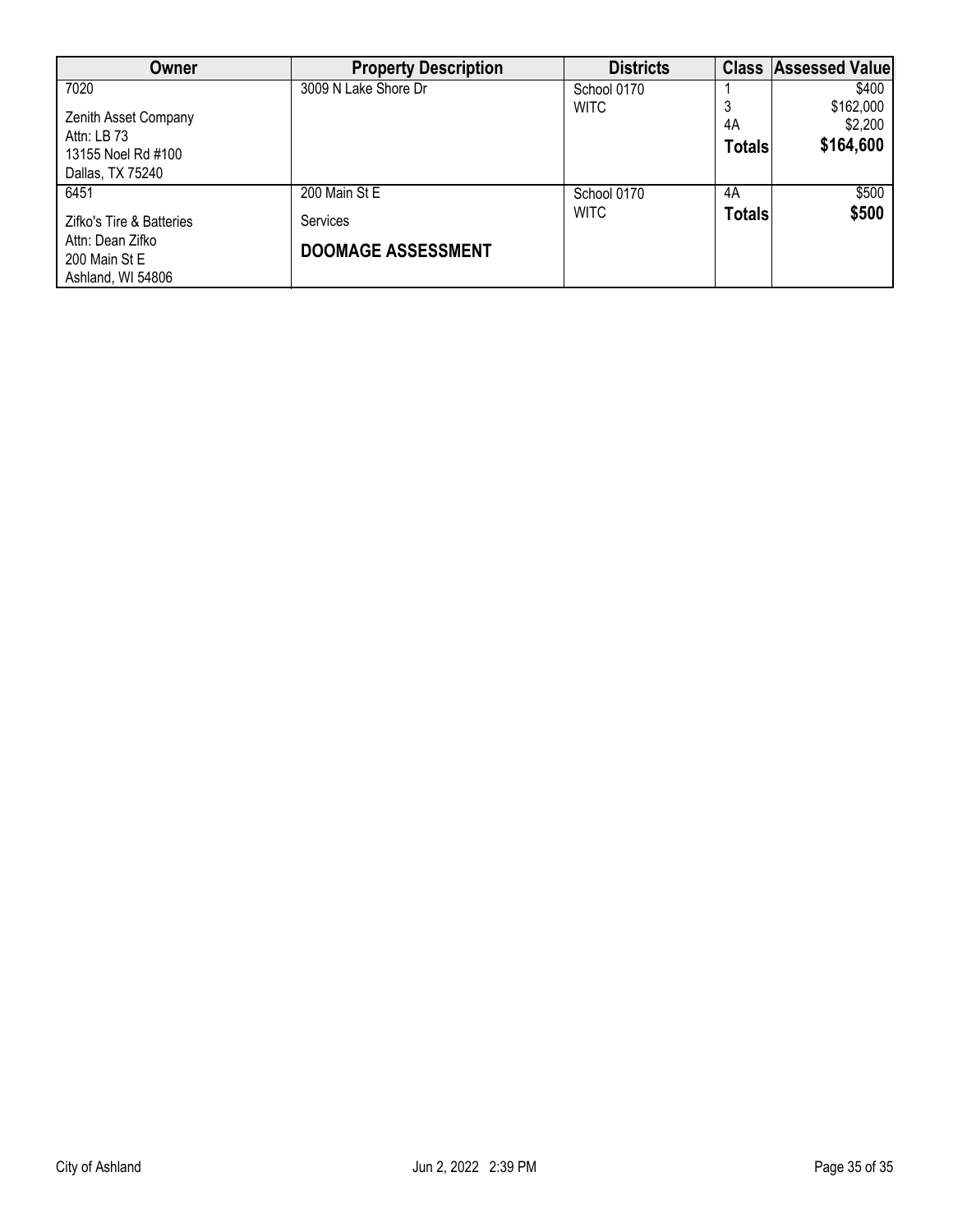| Owner | Property Description | Districts | Class | Assessed Value |
|---|---|---|---|---|
| 7020<br>Zenith Asset Company<br>Attn: LB 73<br>13155 Noel Rd #100<br>Dallas, TX 75240 | 3009 N Lake Shore Dr | School 0170<br>WITC | 1<br>3<br>4A<br>**Totals** | $400<br>$162,000<br>$2,200<br>**$164,600** |
| 6451<br>Zifko's Tire & Batteries<br>Attn: Dean Zifko<br>200 Main St E<br>Ashland, WI 54806 | 200 Main St E<br>Services<br>**DOOMAGE ASSESSMENT** | School 0170<br>WITC | 4A<br>**Totals** | $500<br>**$500** |